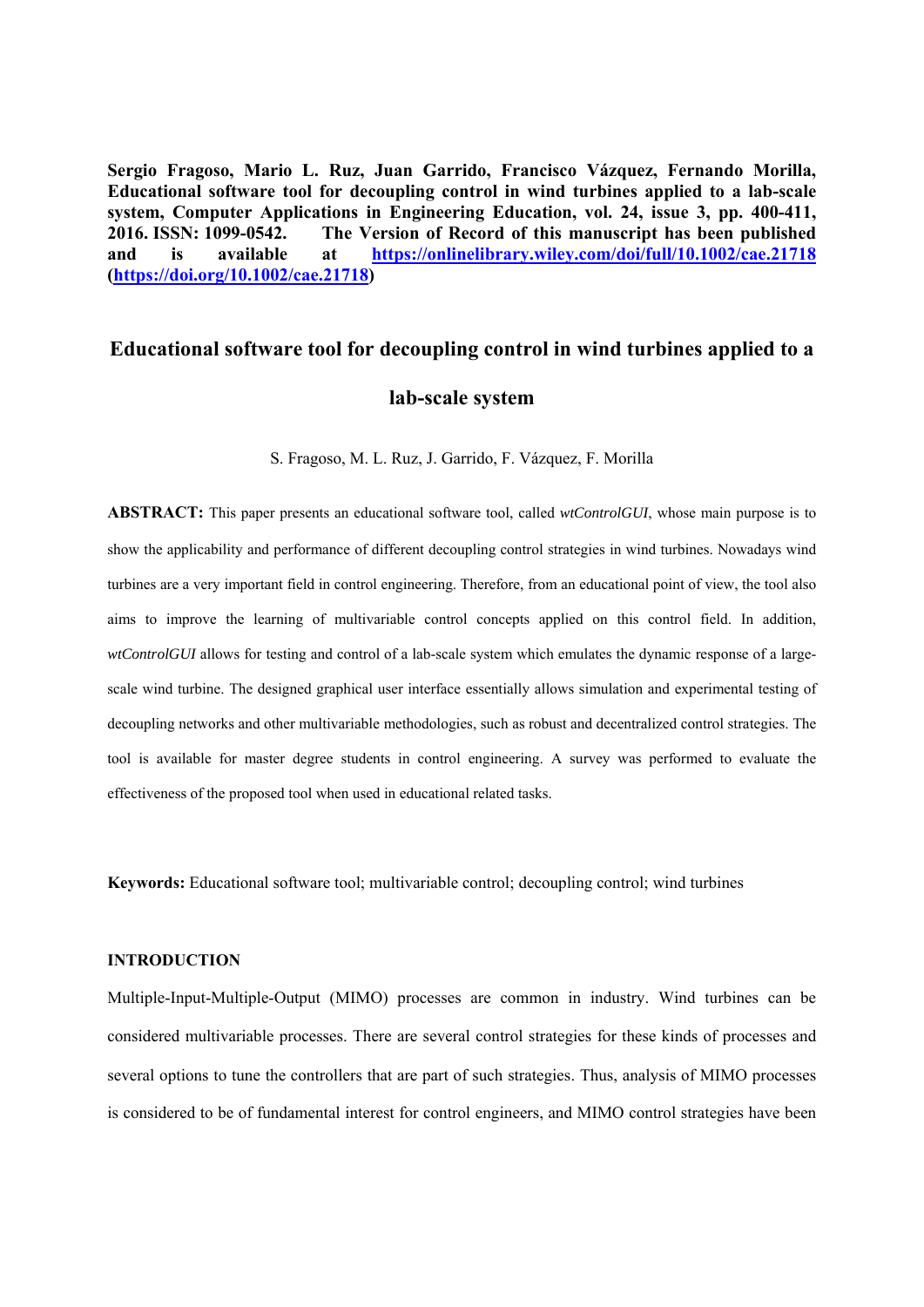**Sergio Fragoso, Mario L. Ruz, Juan Garrido, Francisco Vázquez, Fernando Morilla, Educational software tool for decoupling control in wind turbines applied to a lab-scale system, Computer Applications in Engineering Education, vol. 24, issue 3, pp. 400-411, 2016. ISSN: 1099-0542. The Version of Record of this manuscript has been published and is available at [https://onlinelibrary.wiley.com/doi/full/10.1002/cae.21718](https://onlinelibrary.wiley.com/doi/full/10.1002/cae.21718) ([https://doi.org/10.1002/cae.21718](https://doi.org/10.1002/cae.21718))**

# Educational software tool for decoupling control in wind turbines applied to a lab-scale system

S. Fragoso, M. L. Ruz, J. Garrido, F. Vázquez, F. Morilla

**ABSTRACT:** This paper presents an educational software tool, called *wtControlGUI*, whose main purpose is to show the applicability and performance of different decoupling control strategies in wind turbines. Nowadays wind turbines are a very important field in control engineering. Therefore, from an educational point of view, the tool also aims to improve the learning of multivariable control concepts applied on this control field. In addition, *wtControlGUI* allows for testing and control of a lab-scale system which emulates the dynamic response of a large-scale wind turbine. The designed graphical user interface essentially allows simulation and experimental testing of decoupling networks and other multivariable methodologies, such as robust and decentralized control strategies. The tool is available for master degree students in control engineering. A survey was performed to evaluate the effectiveness of the proposed tool when used in educational related tasks.

**Keywords:** Educational software tool; multivariable control; decoupling control; wind turbines

## INTRODUCTION

Multiple-Input-Multiple-Output (MIMO) processes are common in industry. Wind turbines can be considered multivariable processes. There are several control strategies for these kinds of processes and several options to tune the controllers that are part of such strategies. Thus, analysis of MIMO processes is considered to be of fundamental interest for control engineers, and MIMO control strategies have been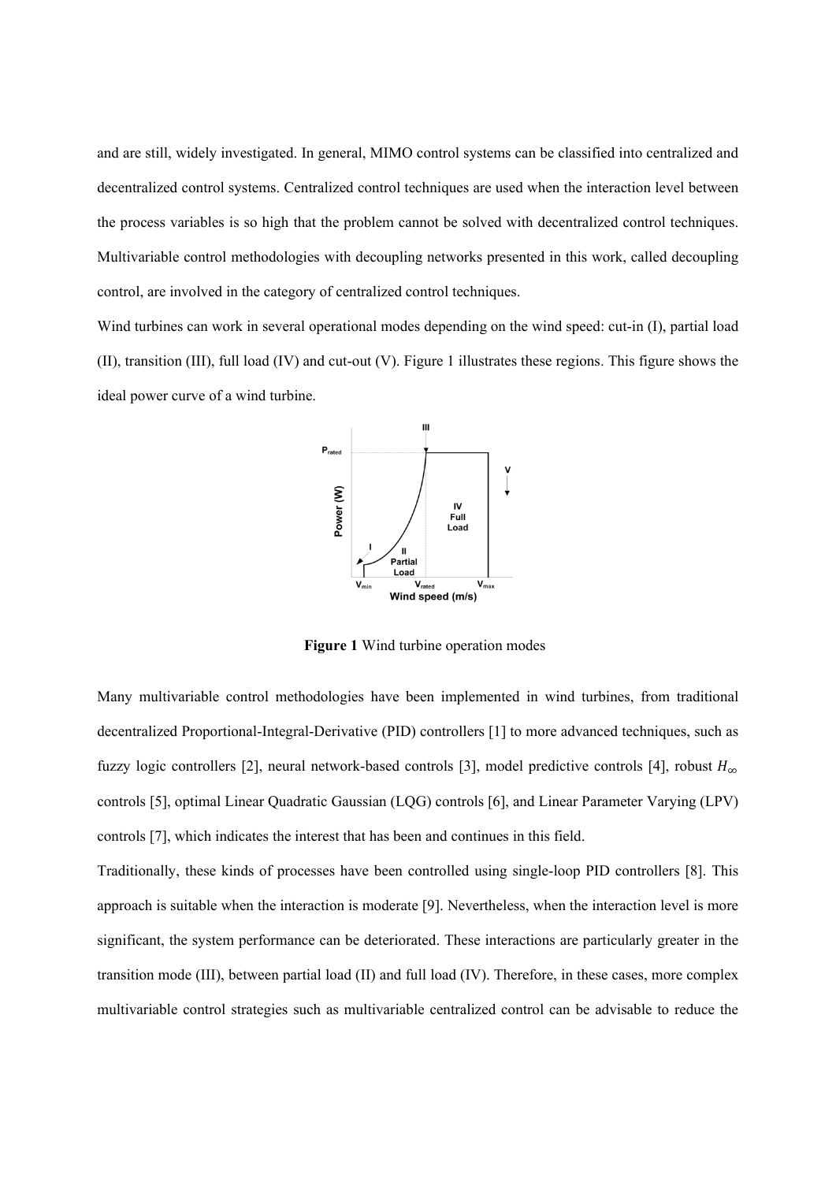and are still, widely investigated. In general, MIMO control systems can be classified into centralized and decentralized control systems. Centralized control techniques are used when the interaction level between the process variables is so high that the problem cannot be solved with decentralized control techniques. Multivariable control methodologies with decoupling networks presented in this work, called decoupling control, are involved in the category of centralized control techniques.

Wind turbines can work in several operational modes depending on the wind speed: cut-in (I), partial load (II), transition (III), full load (IV) and cut-out (V). Figure 1 illustrates these regions. This figure shows the ideal power curve of a wind turbine.

**Figure 1** Wind turbine operation modes

Many multivariable control methodologies have been implemented in wind turbines, from traditional decentralized Proportional-Integral-Derivative (PID) controllers [1] to more advanced techniques, such as fuzzy logic controllers [2], neural network-based controls [3], model predictive controls [4], robust $H_\infty$ controls [5], optimal Linear Quadratic Gaussian (LQG) controls [6], and Linear Parameter Varying (LPV) controls [7], which indicates the interest that has been and continues in this field.

Traditionally, these kinds of processes have been controlled using single-loop PID controllers [8]. This approach is suitable when the interaction is moderate [9]. Nevertheless, when the interaction level is more significant, the system performance can be deteriorated. These interactions are particularly greater in the transition mode (III), between partial load (II) and full load (IV). Therefore, in these cases, more complex multivariable control strategies such as multivariable centralized control can be advisable to reduce the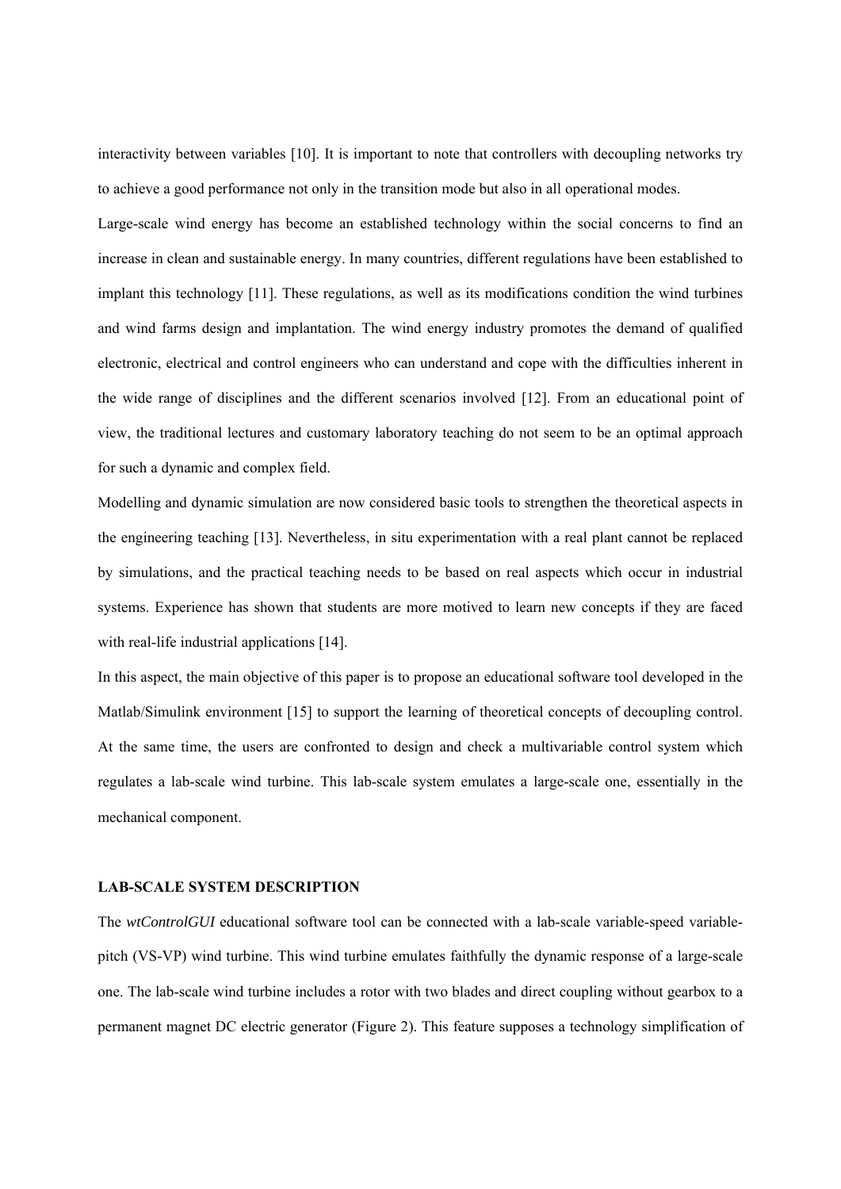interactivity between variables [10]. It is important to note that controllers with decoupling networks try to achieve a good performance not only in the transition mode but also in all operational modes.

Large-scale wind energy has become an established technology within the social concerns to find an increase in clean and sustainable energy. In many countries, different regulations have been established to implant this technology [11]. These regulations, as well as its modifications condition the wind turbines and wind farms design and implantation. The wind energy industry promotes the demand of qualified electronic, electrical and control engineers who can understand and cope with the difficulties inherent in the wide range of disciplines and the different scenarios involved [12]. From an educational point of view, the traditional lectures and customary laboratory teaching do not seem to be an optimal approach for such a dynamic and complex field.

Modelling and dynamic simulation are now considered basic tools to strengthen the theoretical aspects in the engineering teaching [13]. Nevertheless, in situ experimentation with a real plant cannot be replaced by simulations, and the practical teaching needs to be based on real aspects which occur in industrial systems. Experience has shown that students are more motived to learn new concepts if they are faced with real-life industrial applications [14].

In this aspect, the main objective of this paper is to propose an educational software tool developed in the Matlab/Simulink environment [15] to support the learning of theoretical concepts of decoupling control. At the same time, the users are confronted to design and check a multivariable control system which regulates a lab-scale wind turbine. This lab-scale system emulates a large-scale one, essentially in the mechanical component.

## LAB-SCALE SYSTEM DESCRIPTION

The *wtControlGUI* educational software tool can be connected with a lab-scale variable-speed variable-pitch (VS-VP) wind turbine. This wind turbine emulates faithfully the dynamic response of a large-scale one. The lab-scale wind turbine includes a rotor with two blades and direct coupling without gearbox to a permanent magnet DC electric generator (Figure 2). This feature supposes a technology simplification of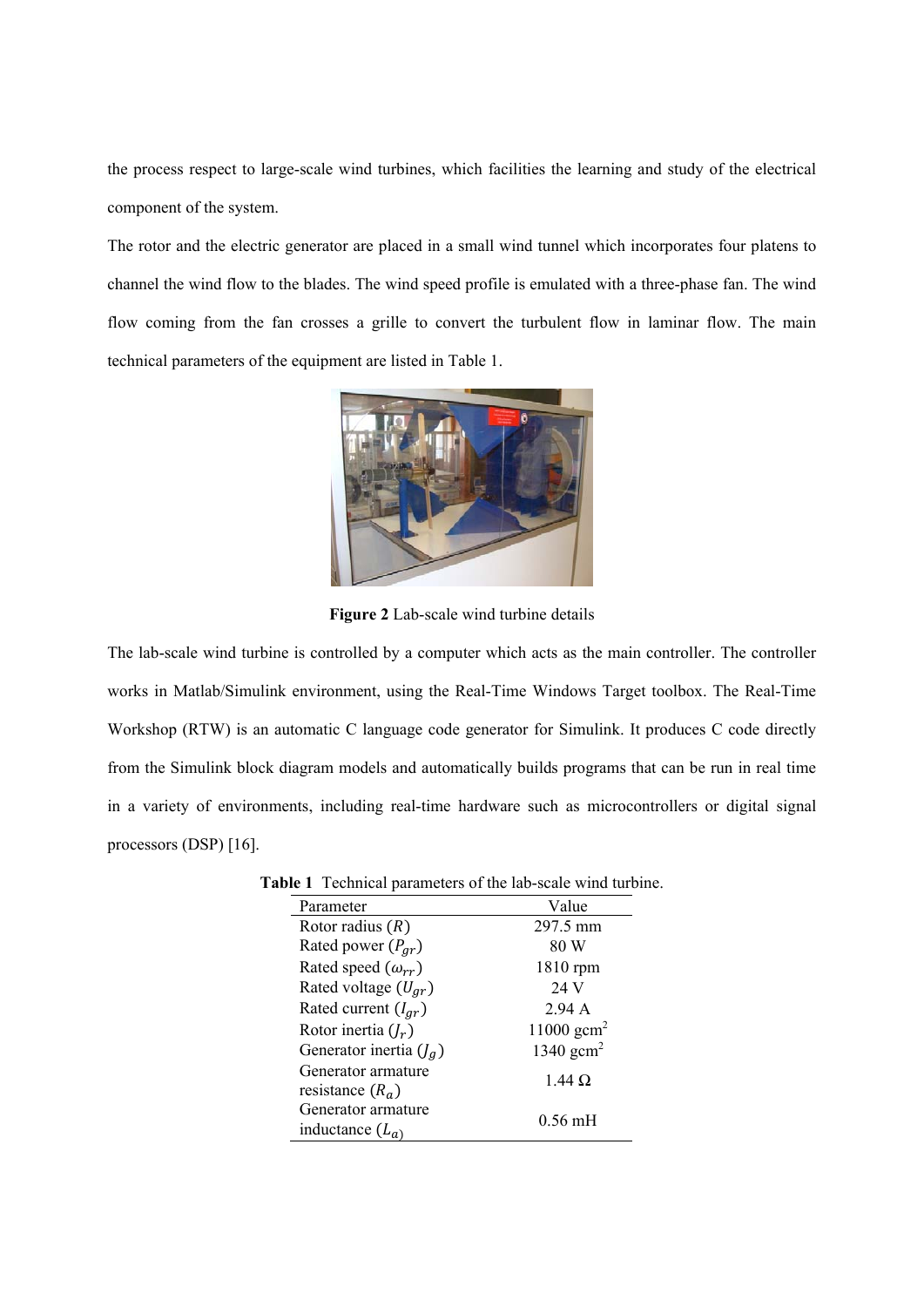the process respect to large-scale wind turbines, which facilities the learning and study of the electrical component of the system.

The rotor and the electric generator are placed in a small wind tunnel which incorporates four platens to channel the wind flow to the blades. The wind speed profile is emulated with a three-phase fan. The wind flow coming from the fan crosses a grille to convert the turbulent flow in laminar flow. The main technical parameters of the equipment are listed in Table 1.

**Figure 2** Lab-scale wind turbine details

The lab-scale wind turbine is controlled by a computer which acts as the main controller. The controller works in Matlab/Simulink environment, using the Real-Time Windows Target toolbox. The Real-Time Workshop (RTW) is an automatic C language code generator for Simulink. It produces C code directly from the Simulink block diagram models and automatically builds programs that can be run in real time in a variety of environments, including real-time hardware such as microcontrollers or digital signal processors (DSP) [16].

**Table 1** Technical parameters of the lab-scale wind turbine.

| Parameter | Value |
|---|---|
| Rotor radius ($R$) | 297.5 mm |
| Rated power ($P_{gr}$) | 80 W |
| Rated speed ($\omega_{rr}$) | 1810 rpm |
| Rated voltage ($U_{gr}$) | 24 V |
| Rated current ($I_{gr}$) | 2.94 A |
| Rotor inertia ($J_r$) | 11000 gcm$^2$ |
| Generator inertia ($J_g$) | 1340 gcm$^2$ |
| Generator armature resistance ($R_a$) | 1.44 Ω |
| Generator armature inductance ($L_a$) | 0.56 mH |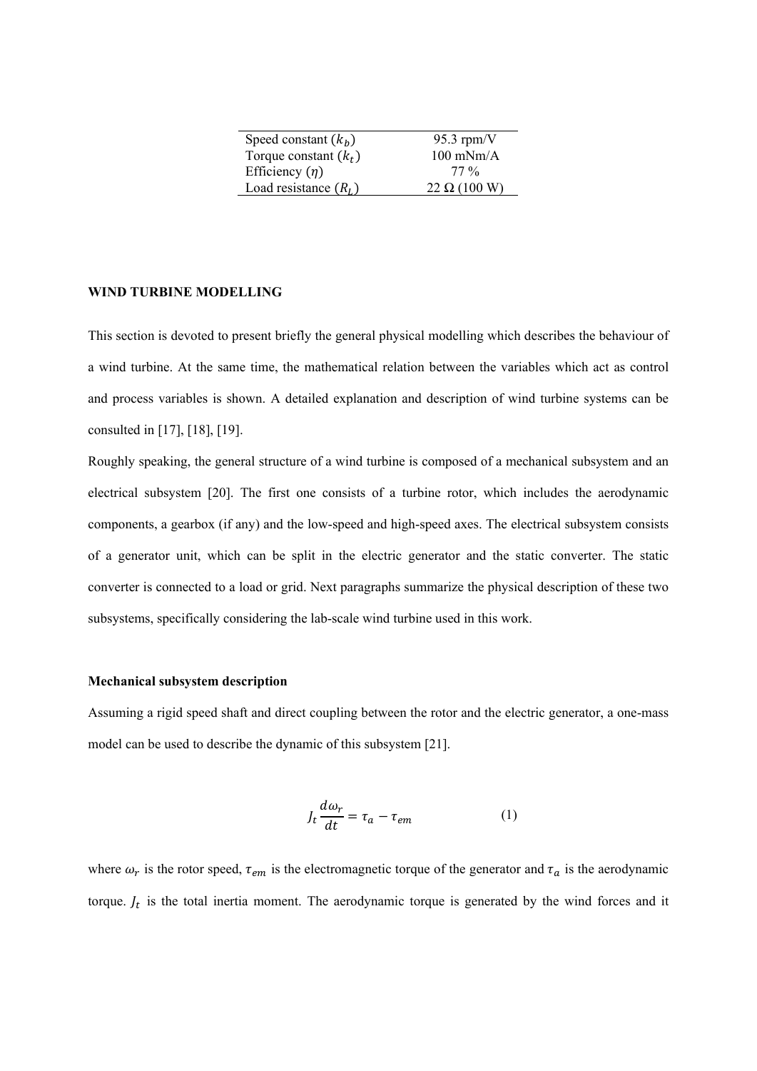| | |
|---|---|
| Speed constant ($k_b$) | 95.3 rpm/V |
| Torque constant ($k_t$) | 100 mNm/A |
| Efficiency ($\eta$) | 77 % |
| Load resistance ($R_L$) | 22 Ω (100 W) |

## WIND TURBINE MODELLING

This section is devoted to present briefly the general physical modelling which describes the behaviour of a wind turbine. At the same time, the mathematical relation between the variables which act as control and process variables is shown. A detailed explanation and description of wind turbine systems can be consulted in [17], [18], [19].

Roughly speaking, the general structure of a wind turbine is composed of a mechanical subsystem and an electrical subsystem [20]. The first one consists of a turbine rotor, which includes the aerodynamic components, a gearbox (if any) and the low-speed and high-speed axes. The electrical subsystem consists of a generator unit, which can be split in the electric generator and the static converter. The static converter is connected to a load or grid. Next paragraphs summarize the physical description of these two subsystems, specifically considering the lab-scale wind turbine used in this work.

### Mechanical subsystem description

Assuming a rigid speed shaft and direct coupling between the rotor and the electric generator, a one-mass model can be used to describe the dynamic of this subsystem [21].

$$J_t \frac{d\omega_r}{dt} = \tau_a - \tau_{em} \qquad (1)$$

where $\omega_r$ is the rotor speed, $\tau_{em}$ is the electromagnetic torque of the generator and $\tau_a$ is the aerodynamic torque. $J_t$ is the total inertia moment. The aerodynamic torque is generated by the wind forces and it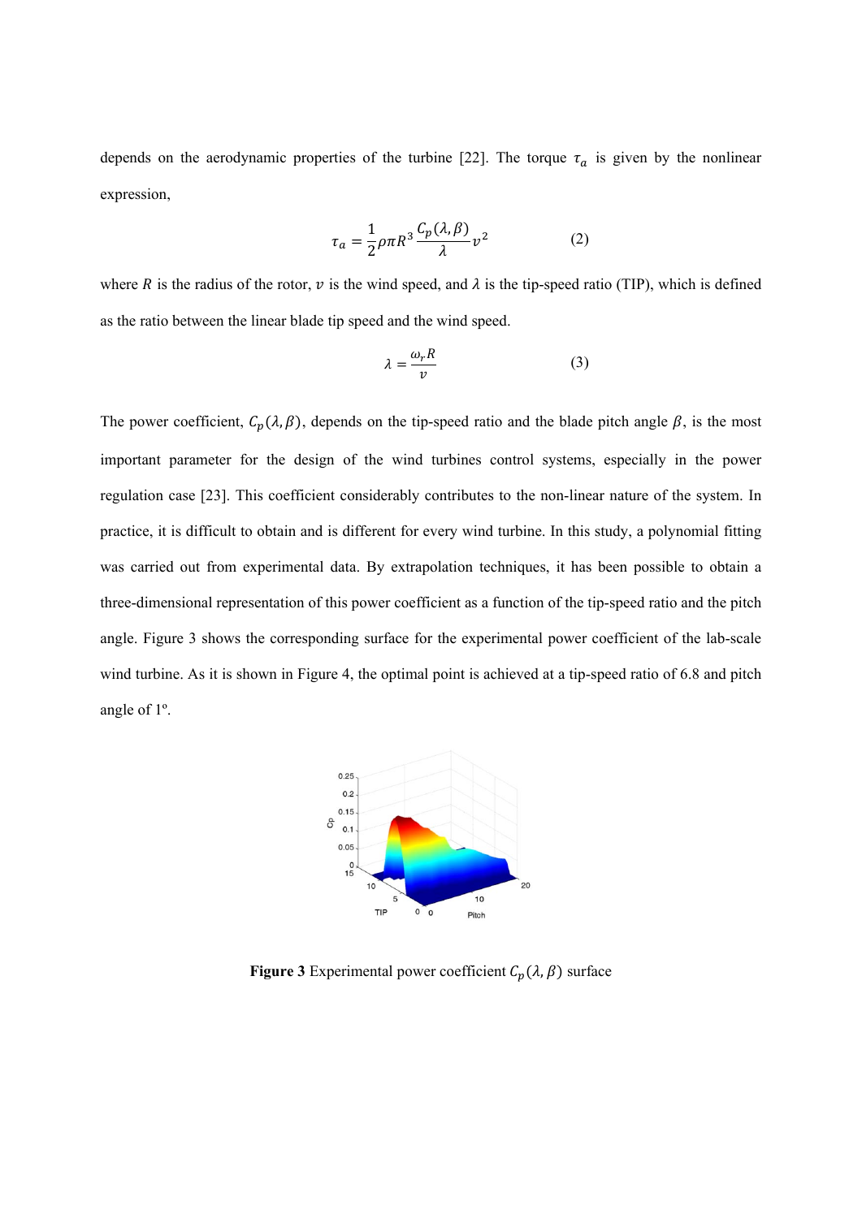depends on the aerodynamic properties of the turbine [22]. The torque $\tau_a$ is given by the nonlinear expression,

$$\tau_a = \frac{1}{2}\rho\pi R^3 \frac{C_p(\lambda,\beta)}{\lambda} v^2 \qquad (2)$$

where $R$ is the radius of the rotor, $v$ is the wind speed, and $\lambda$ is the tip-speed ratio (TIP), which is defined as the ratio between the linear blade tip speed and the wind speed.

$$\lambda = \frac{\omega_r R}{v} \qquad (3)$$

The power coefficient, $C_p(\lambda,\beta)$, depends on the tip-speed ratio and the blade pitch angle $\beta$, is the most important parameter for the design of the wind turbines control systems, especially in the power regulation case [23]. This coefficient considerably contributes to the non-linear nature of the system. In practice, it is difficult to obtain and is different for every wind turbine. In this study, a polynomial fitting was carried out from experimental data. By extrapolation techniques, it has been possible to obtain a three-dimensional representation of this power coefficient as a function of the tip-speed ratio and the pitch angle. Figure 3 shows the corresponding surface for the experimental power coefficient of the lab-scale wind turbine. As it is shown in Figure 4, the optimal point is achieved at a tip-speed ratio of 6.8 and pitch angle of 1º.

**Figure 3** Experimental power coefficient $C_p(\lambda,\beta)$ surface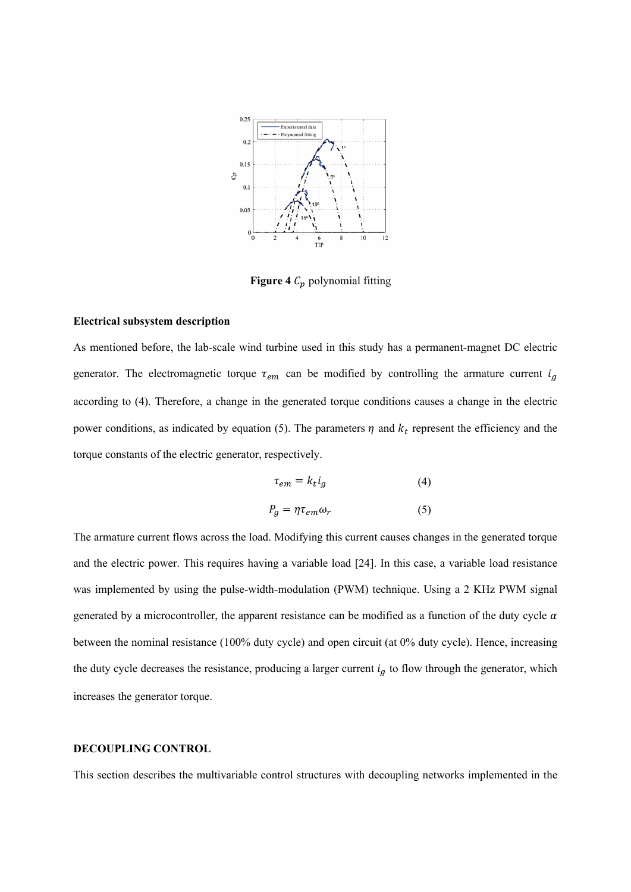**Figure 4** $C_p$ polynomial fitting

**Electrical subsystem description**

As mentioned before, the lab-scale wind turbine used in this study has a permanent-magnet DC electric generator. The electromagnetic torque $\tau_{em}$ can be modified by controlling the armature current $i_g$ according to (4). Therefore, a change in the generated torque conditions causes a change in the electric power conditions, as indicated by equation (5). The parameters $\eta$ and $k_t$ represent the efficiency and the torque constants of the electric generator, respectively.

$$\tau_{em} = k_t i_g \tag{4}$$

$$P_g = \eta \tau_{em} \omega_r \tag{5}$$

The armature current flows across the load. Modifying this current causes changes in the generated torque and the electric power. This requires having a variable load [24]. In this case, a variable load resistance was implemented by using the pulse-width-modulation (PWM) technique. Using a 2 KHz PWM signal generated by a microcontroller, the apparent resistance can be modified as a function of the duty cycle $\alpha$ between the nominal resistance (100% duty cycle) and open circuit (at 0% duty cycle). Hence, increasing the duty cycle decreases the resistance, producing a larger current $i_g$ to flow through the generator, which increases the generator torque.

## DECOUPLING CONTROL

This section describes the multivariable control structures with decoupling networks implemented in the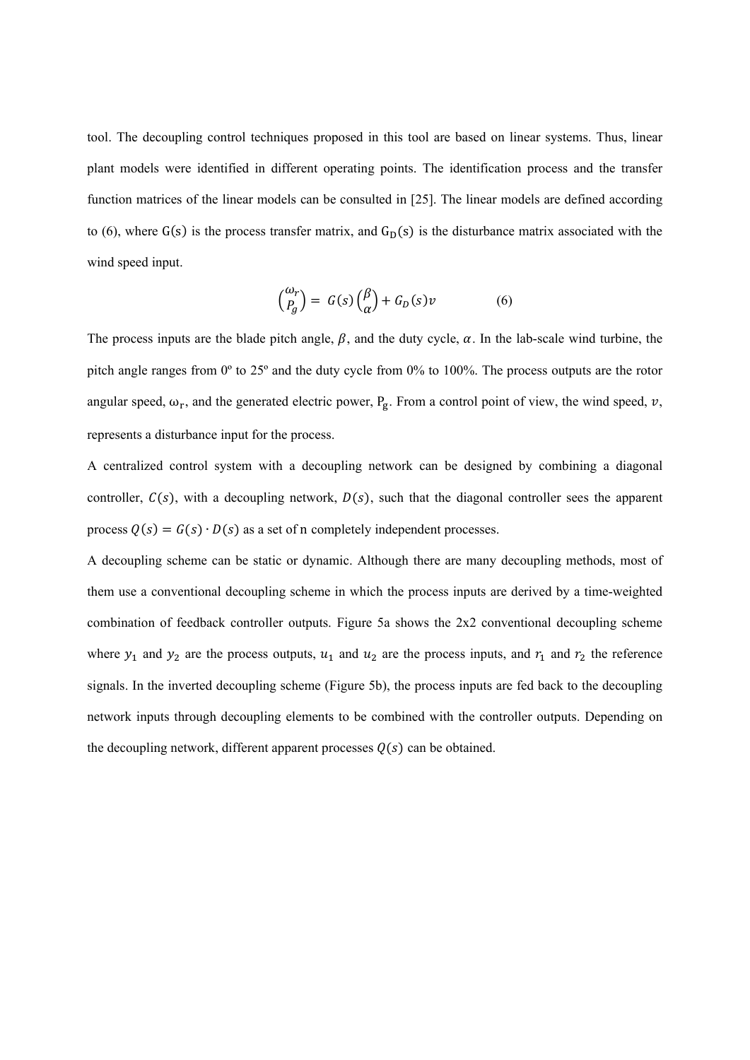tool. The decoupling control techniques proposed in this tool are based on linear systems. Thus, linear plant models were identified in different operating points. The identification process and the transfer function matrices of the linear models can be consulted in [25]. The linear models are defined according to (6), where $\mathrm{G(s)}$ is the process transfer matrix, and $\mathrm{G_D(s)}$ is the disturbance matrix associated with the wind speed input.

$$\begin{pmatrix} \omega_r \\ P_g \end{pmatrix} = G(s)\begin{pmatrix} \beta \\ \alpha \end{pmatrix} + G_D(s)v \qquad (6)$$

The process inputs are the blade pitch angle, $\beta$, and the duty cycle, $\alpha$. In the lab-scale wind turbine, the pitch angle ranges from 0º to 25º and the duty cycle from 0% to 100%. The process outputs are the rotor angular speed, $\omega_r$, and the generated electric power, $P_g$. From a control point of view, the wind speed, $v$, represents a disturbance input for the process.

A centralized control system with a decoupling network can be designed by combining a diagonal controller, $C(s)$, with a decoupling network, $D(s)$, such that the diagonal controller sees the apparent process $Q(s) = G(s) \cdot D(s)$ as a set of n completely independent processes.

A decoupling scheme can be static or dynamic. Although there are many decoupling methods, most of them use a conventional decoupling scheme in which the process inputs are derived by a time-weighted combination of feedback controller outputs. Figure 5a shows the 2x2 conventional decoupling scheme where $y_1$ and $y_2$ are the process outputs, $u_1$ and $u_2$ are the process inputs, and $r_1$ and $r_2$ the reference signals. In the inverted decoupling scheme (Figure 5b), the process inputs are fed back to the decoupling network inputs through decoupling elements to be combined with the controller outputs. Depending on the decoupling network, different apparent processes $Q(s)$ can be obtained.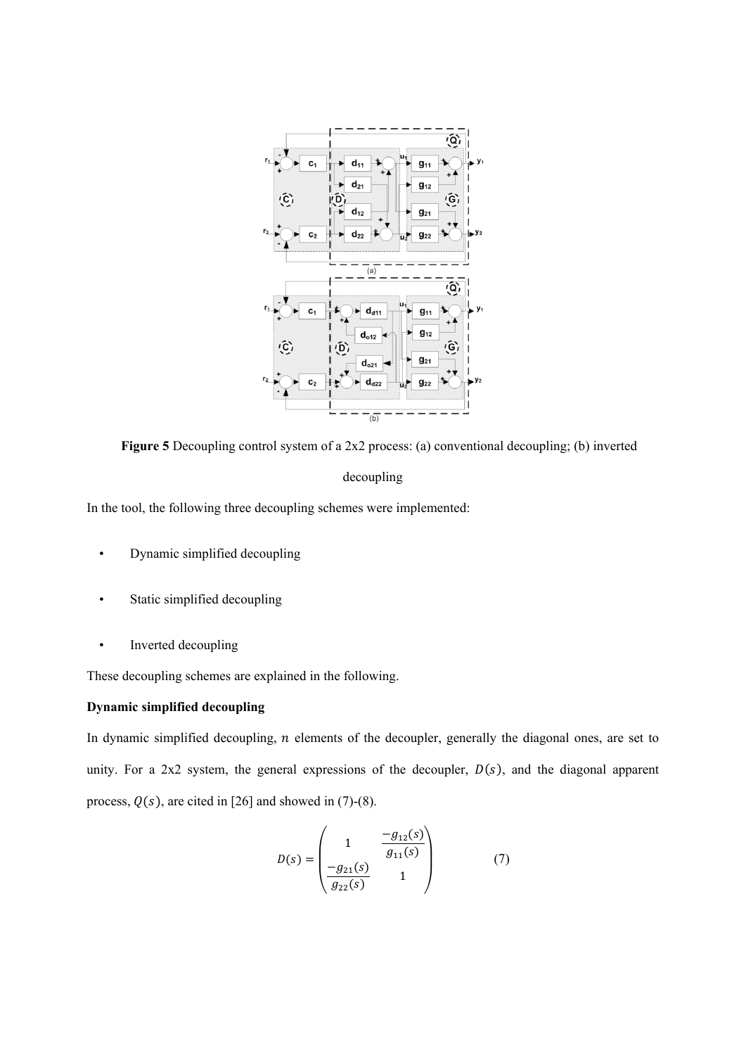**Figure 5** Decoupling control system of a 2x2 process: (a) conventional decoupling; (b) inverted decoupling

In the tool, the following three decoupling schemes were implemented:

- Dynamic simplified decoupling
- Static simplified decoupling
- Inverted decoupling

These decoupling schemes are explained in the following.

**Dynamic simplified decoupling**

In dynamic simplified decoupling, $n$ elements of the decoupler, generally the diagonal ones, are set to unity. For a 2x2 system, the general expressions of the decoupler, $D(s)$, and the diagonal apparent process, $Q(s)$, are cited in [26] and showed in (7)-(8).

$$D(s) = \begin{pmatrix} 1 & \dfrac{-g_{12}(s)}{g_{11}(s)} \\ \dfrac{-g_{21}(s)}{g_{22}(s)} & 1 \end{pmatrix} \qquad (7)$$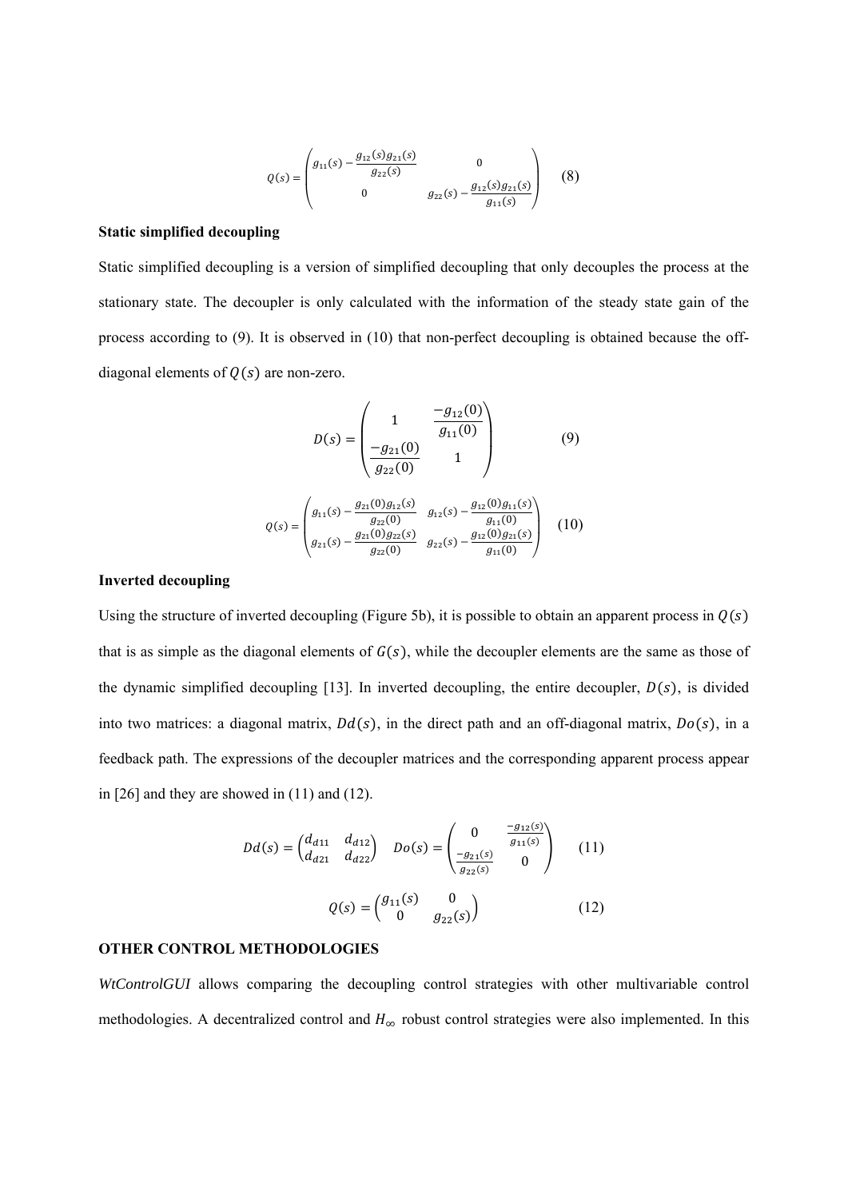$$Q(s) = \begin{pmatrix} g_{11}(s) - \dfrac{g_{12}(s)g_{21}(s)}{g_{22}(s)} & 0 \\ 0 & g_{22}(s) - \dfrac{g_{12}(s)g_{21}(s)}{g_{11}(s)} \end{pmatrix} \quad (8)$$

**Static simplified decoupling**

Static simplified decoupling is a version of simplified decoupling that only decouples the process at the stationary state. The decoupler is only calculated with the information of the steady state gain of the process according to (9). It is observed in (10) that non-perfect decoupling is obtained because the off-diagonal elements of $Q(s)$ are non-zero.

$$D(s) = \begin{pmatrix} 1 & \dfrac{-g_{12}(0)}{g_{11}(0)} \\ \dfrac{-g_{21}(0)}{g_{22}(0)} & 1 \end{pmatrix} \quad (9)$$

$$Q(s) = \begin{pmatrix} g_{11}(s) - \dfrac{g_{21}(0)g_{12}(s)}{g_{22}(0)} & g_{12}(s) - \dfrac{g_{12}(0)g_{11}(s)}{g_{11}(0)} \\ g_{21}(s) - \dfrac{g_{21}(0)g_{22}(s)}{g_{22}(0)} & g_{22}(s) - \dfrac{g_{12}(0)g_{21}(s)}{g_{11}(0)} \end{pmatrix} \quad (10)$$

**Inverted decoupling**

Using the structure of inverted decoupling (Figure 5b), it is possible to obtain an apparent process in $Q(s)$ that is as simple as the diagonal elements of $G(s)$, while the decoupler elements are the same as those of the dynamic simplified decoupling [13]. In inverted decoupling, the entire decoupler, $D(s)$, is divided into two matrices: a diagonal matrix, $Dd(s)$, in the direct path and an off-diagonal matrix, $Do(s)$, in a feedback path. The expressions of the decoupler matrices and the corresponding apparent process appear in [26] and they are showed in (11) and (12).

$$Dd(s) = \begin{pmatrix} d_{d11} & d_{d12} \\ d_{d21} & d_{d22} \end{pmatrix} \quad Do(s) = \begin{pmatrix} 0 & \frac{-g_{12}(s)}{g_{11}(s)} \\ \frac{-g_{21}(s)}{g_{22}(s)} & 0 \end{pmatrix} \quad (11)$$

$$Q(s) = \begin{pmatrix} g_{11}(s) & 0 \\ 0 & g_{22}(s) \end{pmatrix} \quad (12)$$

**OTHER CONTROL METHODOLOGIES**

*WtControlGUI* allows comparing the decoupling control strategies with other multivariable control methodologies. A decentralized control and $H_\infty$ robust control strategies were also implemented. In this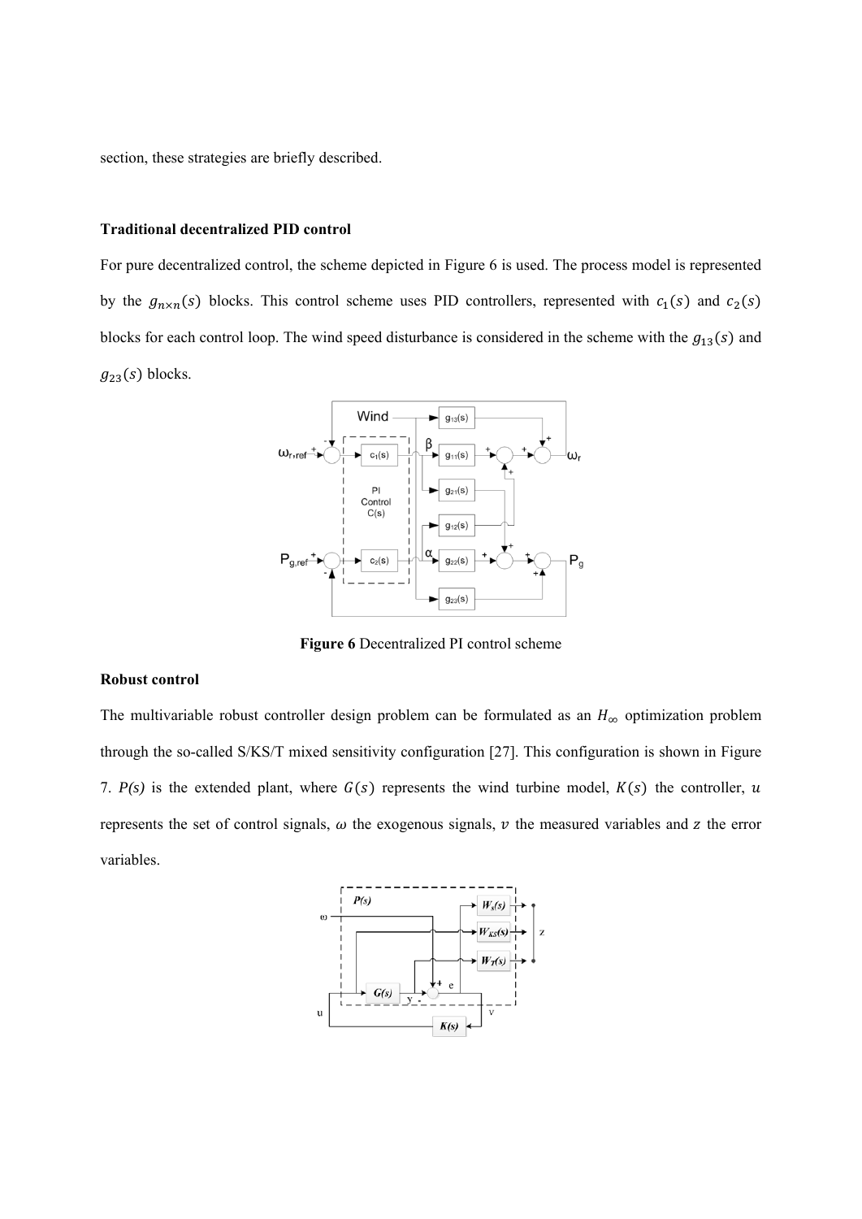section, these strategies are briefly described.

**Traditional decentralized PID control**

For pure decentralized control, the scheme depicted in Figure 6 is used. The process model is represented by the $g_{n\times n}(s)$ blocks. This control scheme uses PID controllers, represented with $c_1(s)$ and $c_2(s)$ blocks for each control loop. The wind speed disturbance is considered in the scheme with the $g_{13}(s)$ and $g_{23}(s)$ blocks.

**Figure 6** Decentralized PI control scheme

**Robust control**

The multivariable robust controller design problem can be formulated as an $H_\infty$ optimization problem through the so-called S/KS/T mixed sensitivity configuration [27]. This configuration is shown in Figure 7. $P(s)$ is the extended plant, where $G(s)$ represents the wind turbine model, $K(s)$ the controller, $u$ represents the set of control signals, $\omega$ the exogenous signals, $v$ the measured variables and $z$ the error variables.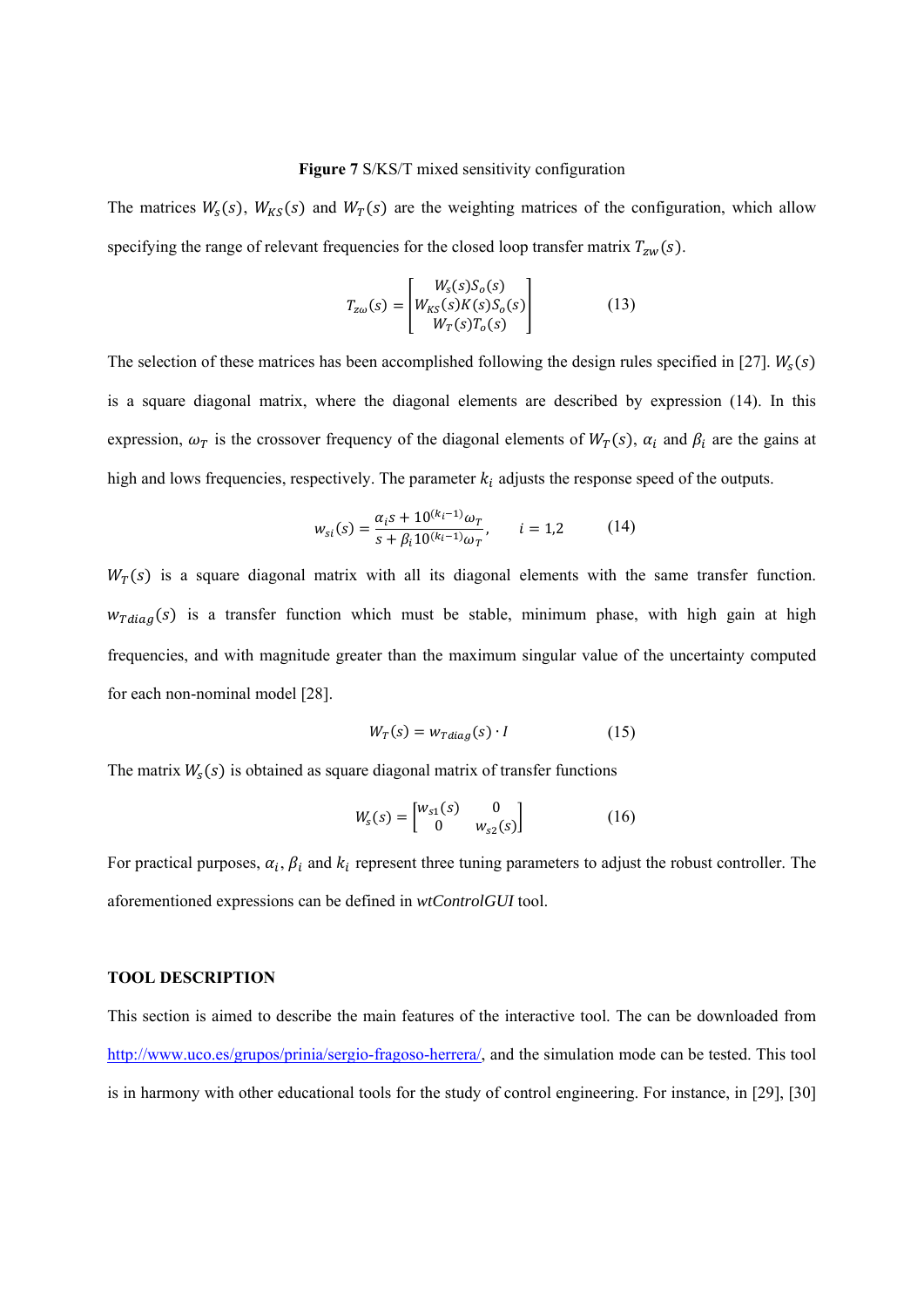**Figure 7** S/KS/T mixed sensitivity configuration

The matrices $W_s(s)$, $W_{KS}(s)$ and $W_T(s)$ are the weighting matrices of the configuration, which allow specifying the range of relevant frequencies for the closed loop transfer matrix $T_{zw}(s)$.

$$T_{z\omega}(s) = \begin{bmatrix} W_s(s)S_o(s) \\ W_{KS}(s)K(s)S_o(s) \\ W_T(s)T_o(s) \end{bmatrix} \qquad (13)$$

The selection of these matrices has been accomplished following the design rules specified in [27]. $W_s(s)$ is a square diagonal matrix, where the diagonal elements are described by expression (14). In this expression, $\omega_T$ is the crossover frequency of the diagonal elements of $W_T(s)$, $\alpha_i$ and $\beta_i$ are the gains at high and lows frequencies, respectively. The parameter $k_i$ adjusts the response speed of the outputs.

$$w_{si}(s) = \frac{\alpha_i s + 10^{(k_i - 1)}\omega_T}{s + \beta_i 10^{(k_i - 1)}\omega_T}, \qquad i = 1,2 \qquad (14)$$

$W_T(s)$ is a square diagonal matrix with all its diagonal elements with the same transfer function. $w_{Tdiag}(s)$ is a transfer function which must be stable, minimum phase, with high gain at high frequencies, and with magnitude greater than the maximum singular value of the uncertainty computed for each non-nominal model [28].

$$W_T(s) = w_{Tdiag}(s) \cdot I \qquad (15)$$

The matrix $W_s(s)$ is obtained as square diagonal matrix of transfer functions

$$W_s(s) = \begin{bmatrix} w_{s1}(s) & 0 \\ 0 & w_{s2}(s) \end{bmatrix} \qquad (16)$$

For practical purposes, $\alpha_i$, $\beta_i$ and $k_i$ represent three tuning parameters to adjust the robust controller. The aforementioned expressions can be defined in *wtControlGUI* tool.

## TOOL DESCRIPTION

This section is aimed to describe the main features of the interactive tool. The can be downloaded from http://www.uco.es/grupos/prinia/sergio-fragoso-herrera/, and the simulation mode can be tested. This tool is in harmony with other educational tools for the study of control engineering. For instance, in [29], [30]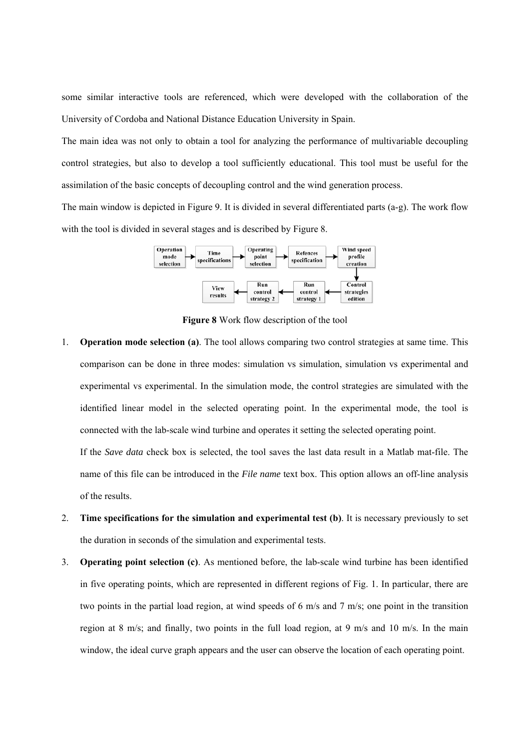some similar interactive tools are referenced, which were developed with the collaboration of the University of Cordoba and National Distance Education University in Spain.

The main idea was not only to obtain a tool for analyzing the performance of multivariable decoupling control strategies, but also to develop a tool sufficiently educational. This tool must be useful for the assimilation of the basic concepts of decoupling control and the wind generation process.

The main window is depicted in Figure 9. It is divided in several differentiated parts (a-g). The work flow with the tool is divided in several stages and is described by Figure 8.

**Figure 8** Work flow description of the tool

1. **Operation mode selection (a)**. The tool allows comparing two control strategies at same time. This comparison can be done in three modes: simulation vs simulation, simulation vs experimental and experimental vs experimental. In the simulation mode, the control strategies are simulated with the identified linear model in the selected operating point. In the experimental mode, the tool is connected with the lab-scale wind turbine and operates it setting the selected operating point.

   If the *Save data* check box is selected, the tool saves the last data result in a Matlab mat-file. The name of this file can be introduced in the *File name* text box. This option allows an off-line analysis of the results.

2. **Time specifications for the simulation and experimental test (b)**. It is necessary previously to set the duration in seconds of the simulation and experimental tests.

3. **Operating point selection (c)**. As mentioned before, the lab-scale wind turbine has been identified in five operating points, which are represented in different regions of Fig. 1. In particular, there are two points in the partial load region, at wind speeds of 6 m/s and 7 m/s; one point in the transition region at 8 m/s; and finally, two points in the full load region, at 9 m/s and 10 m/s. In the main window, the ideal curve graph appears and the user can observe the location of each operating point.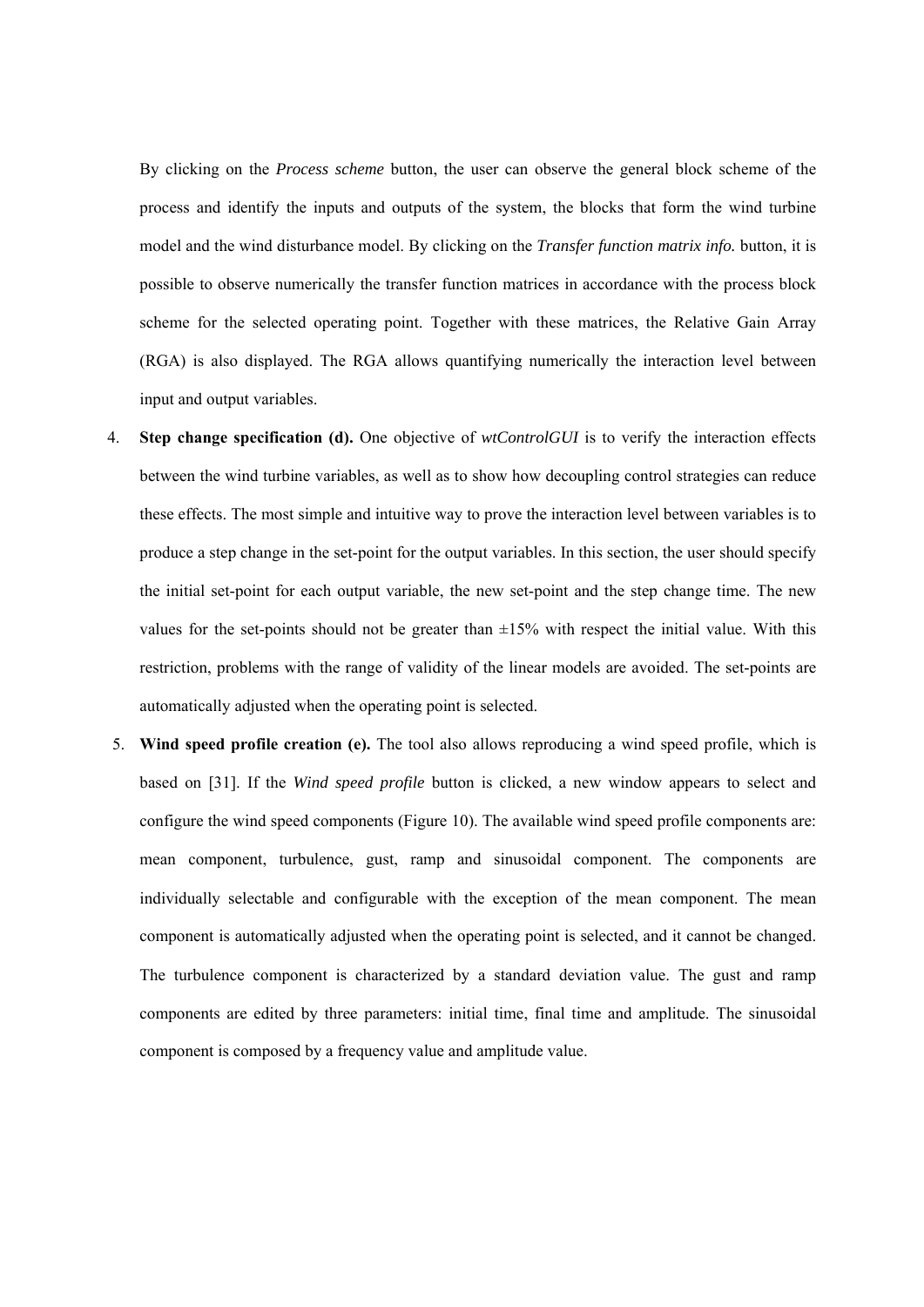By clicking on the *Process scheme* button, the user can observe the general block scheme of the process and identify the inputs and outputs of the system, the blocks that form the wind turbine model and the wind disturbance model. By clicking on the *Transfer function matrix info.* button, it is possible to observe numerically the transfer function matrices in accordance with the process block scheme for the selected operating point. Together with these matrices, the Relative Gain Array (RGA) is also displayed. The RGA allows quantifying numerically the interaction level between input and output variables.

4. **Step change specification (d).** One objective of *wtControlGUI* is to verify the interaction effects between the wind turbine variables, as well as to show how decoupling control strategies can reduce these effects. The most simple and intuitive way to prove the interaction level between variables is to produce a step change in the set-point for the output variables. In this section, the user should specify the initial set-point for each output variable, the new set-point and the step change time. The new values for the set-points should not be greater than ±15% with respect the initial value. With this restriction, problems with the range of validity of the linear models are avoided. The set-points are automatically adjusted when the operating point is selected.

5. **Wind speed profile creation (e).** The tool also allows reproducing a wind speed profile, which is based on [31]. If the *Wind speed profile* button is clicked, a new window appears to select and configure the wind speed components (Figure 10). The available wind speed profile components are: mean component, turbulence, gust, ramp and sinusoidal component. The components are individually selectable and configurable with the exception of the mean component. The mean component is automatically adjusted when the operating point is selected, and it cannot be changed. The turbulence component is characterized by a standard deviation value. The gust and ramp components are edited by three parameters: initial time, final time and amplitude. The sinusoidal component is composed by a frequency value and amplitude value.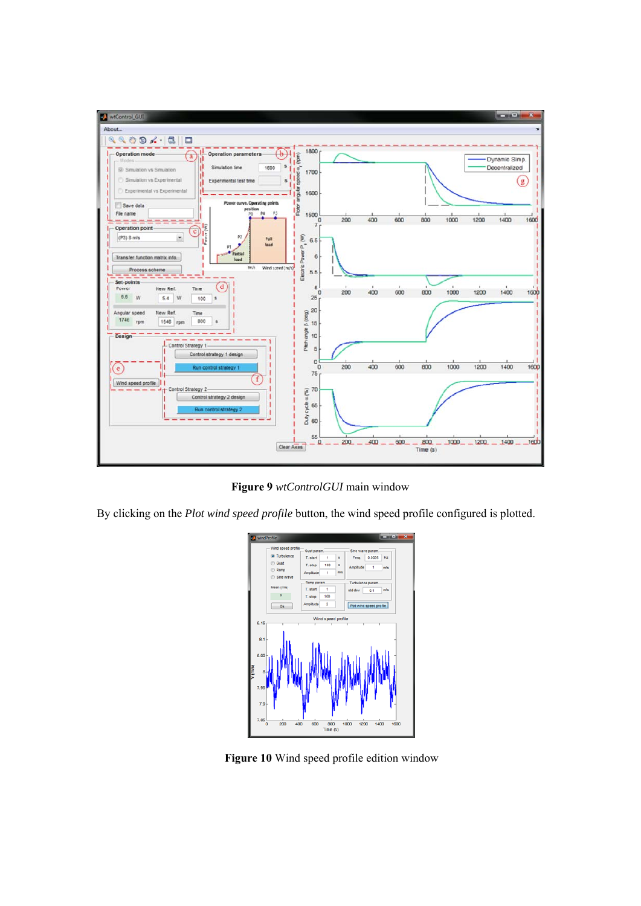**Figure 9** *wtControlGUI* main window

By clicking on the *Plot wind speed profile* button, the wind speed profile configured is plotted.

**Figure 10** Wind speed profile edition window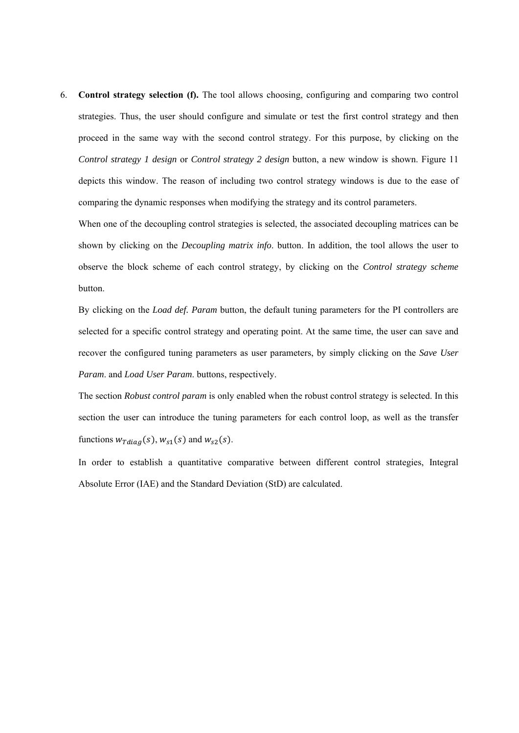6. **Control strategy selection (f).** The tool allows choosing, configuring and comparing two control strategies. Thus, the user should configure and simulate or test the first control strategy and then proceed in the same way with the second control strategy. For this purpose, by clicking on the *Control strategy 1 design* or *Control strategy 2 design* button, a new window is shown. Figure 11 depicts this window. The reason of including two control strategy windows is due to the ease of comparing the dynamic responses when modifying the strategy and its control parameters.

   When one of the decoupling control strategies is selected, the associated decoupling matrices can be shown by clicking on the *Decoupling matrix info*. button. In addition, the tool allows the user to observe the block scheme of each control strategy, by clicking on the *Control strategy scheme* button.

   By clicking on the *Load def. Param* button, the default tuning parameters for the PI controllers are selected for a specific control strategy and operating point. At the same time, the user can save and recover the configured tuning parameters as user parameters, by simply clicking on the *Save User Param*. and *Load User Param*. buttons, respectively.

   The section *Robust control param* is only enabled when the robust control strategy is selected. In this section the user can introduce the tuning parameters for each control loop, as well as the transfer functions $w_{Tdiag}(s)$, $w_{s1}(s)$ and $w_{s2}(s)$.

   In order to establish a quantitative comparative between different control strategies, Integral Absolute Error (IAE) and the Standard Deviation (StD) are calculated.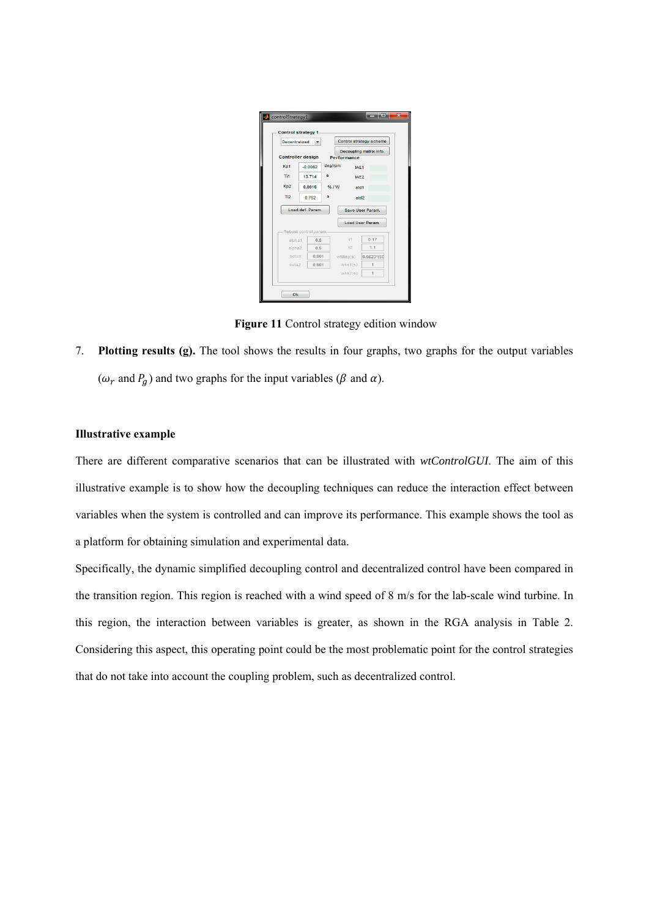**Figure 11** Control strategy edition window

7. **Plotting results (g).** The tool shows the results in four graphs, two graphs for the output variables ($\omega_r$ and $P_g$) and two graphs for the input variables ($\beta$ and $\alpha$).

**Illustrative example**

There are different comparative scenarios that can be illustrated with *wtControlGUI*. The aim of this illustrative example is to show how the decoupling techniques can reduce the interaction effect between variables when the system is controlled and can improve its performance. This example shows the tool as a platform for obtaining simulation and experimental data.

Specifically, the dynamic simplified decoupling control and decentralized control have been compared in the transition region. This region is reached with a wind speed of 8 m/s for the lab-scale wind turbine. In this region, the interaction between variables is greater, as shown in the RGA analysis in Table 2. Considering this aspect, this operating point could be the most problematic point for the control strategies that do not take into account the coupling problem, such as decentralized control.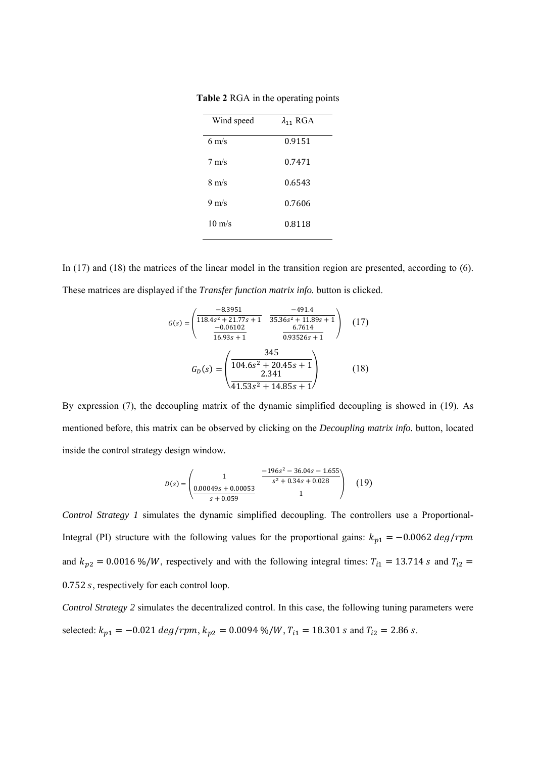**Table 2** RGA in the operating points

| Wind speed | $\lambda_{11}$ RGA |
|---|---|
| 6 m/s | 0.9151 |
| 7 m/s | 0.7471 |
| 8 m/s | 0.6543 |
| 9 m/s | 0.7606 |
| 10 m/s | 0.8118 |

In (17) and (18) the matrices of the linear model in the transition region are presented, according to (6). These matrices are displayed if the *Transfer function matrix info.* button is clicked.

$$G(s) = \begin{pmatrix} \dfrac{-8.3951}{118.4s^2 + 21.77s + 1} & \dfrac{-491.4}{35.36s^2 + 11.89s + 1} \\ \dfrac{-0.06102}{16.93s + 1} & \dfrac{6.7614}{0.93526s + 1} \end{pmatrix} \quad (17)$$

$$G_D(s) = \begin{pmatrix} \dfrac{345}{104.6s^2 + 20.45s + 1} \\ \dfrac{2.341}{41.53s^2 + 14.85s + 1} \end{pmatrix} \quad (18)$$

By expression (7), the decoupling matrix of the dynamic simplified decoupling is showed in (19). As mentioned before, this matrix can be observed by clicking on the *Decoupling matrix info.* button, located inside the control strategy design window.

$$D(s) = \begin{pmatrix} 1 & \dfrac{-196s^2 - 36.04s - 1.655}{s^2 + 0.34s + 0.028} \\ \dfrac{0.00049s + 0.00053}{s + 0.059} & 1 \end{pmatrix} \quad (19)$$

*Control Strategy 1* simulates the dynamic simplified decoupling. The controllers use a Proportional-Integral (PI) structure with the following values for the proportional gains: $k_{p1} = -0.0062\ deg/rpm$ and $k_{p2} = 0.0016\ \%/W$, respectively and with the following integral times: $T_{i1} = 13.714\ s$ and $T_{i2} = 0.752\ s$, respectively for each control loop.

*Control Strategy 2* simulates the decentralized control. In this case, the following tuning parameters were selected: $k_{p1} = -0.021\ deg/rpm$, $k_{p2} = 0.0094\ \%/W$, $T_{i1} = 18.301\ s$ and $T_{i2} = 2.86\ s$.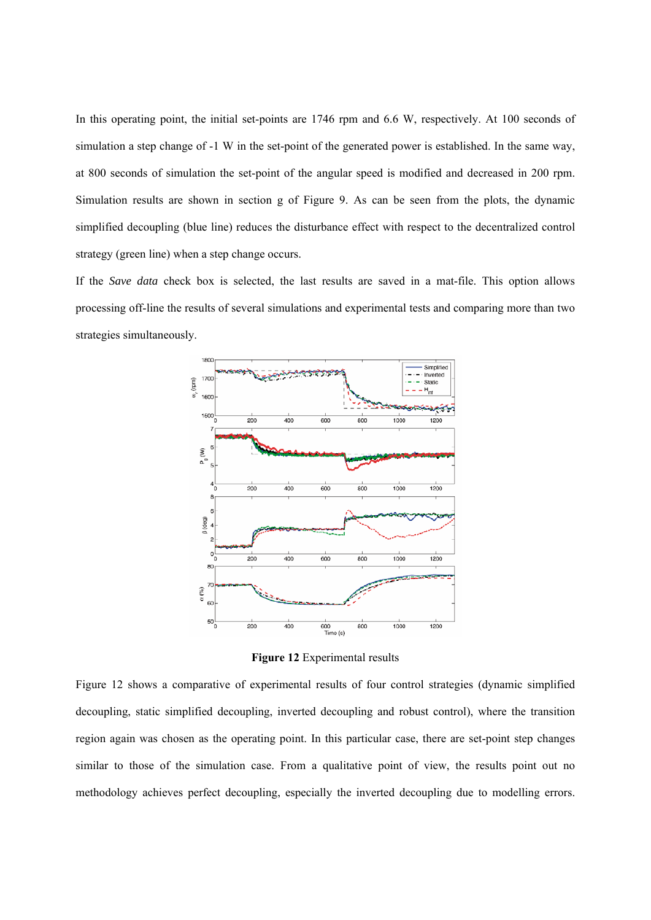In this operating point, the initial set-points are 1746 rpm and 6.6 W, respectively. At 100 seconds of simulation a step change of -1 W in the set-point of the generated power is established. In the same way, at 800 seconds of simulation the set-point of the angular speed is modified and decreased in 200 rpm. Simulation results are shown in section g of Figure 9. As can be seen from the plots, the dynamic simplified decoupling (blue line) reduces the disturbance effect with respect to the decentralized control strategy (green line) when a step change occurs.

If the *Save data* check box is selected, the last results are saved in a mat-file. This option allows processing off-line the results of several simulations and experimental tests and comparing more than two strategies simultaneously.

**Figure 12** Experimental results

Figure 12 shows a comparative of experimental results of four control strategies (dynamic simplified decoupling, static simplified decoupling, inverted decoupling and robust control), where the transition region again was chosen as the operating point. In this particular case, there are set-point step changes similar to those of the simulation case. From a qualitative point of view, the results point out no methodology achieves perfect decoupling, especially the inverted decoupling due to modelling errors.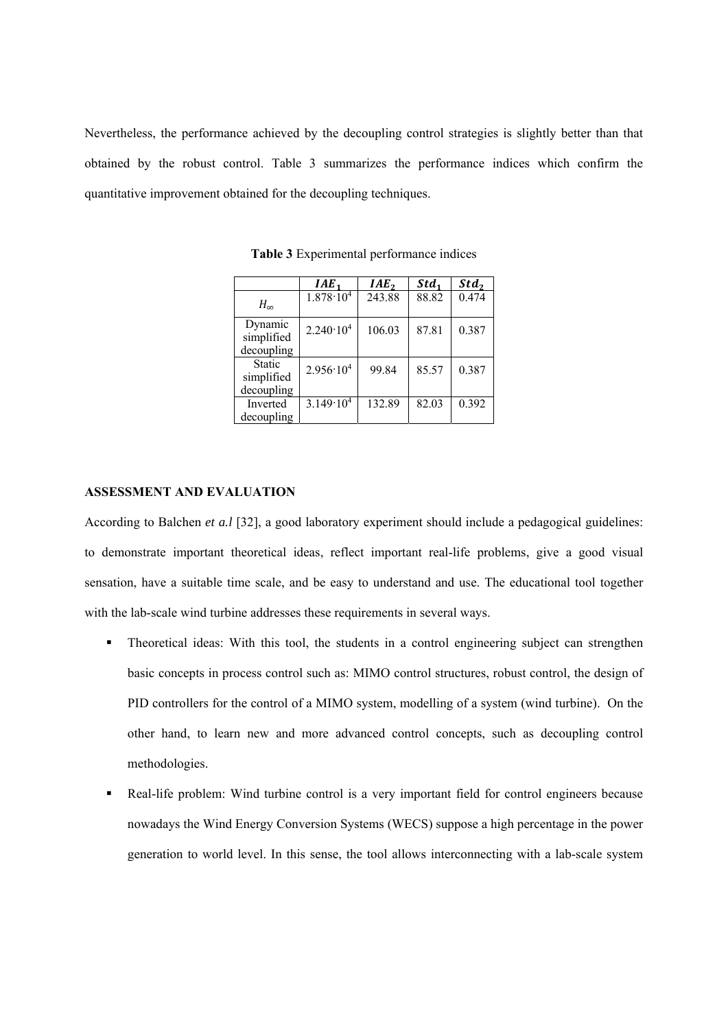Nevertheless, the performance achieved by the decoupling control strategies is slightly better than that obtained by the robust control. Table 3 summarizes the performance indices which confirm the quantitative improvement obtained for the decoupling techniques.

**Table 3** Experimental performance indices

| | $IAE_1$ | $IAE_2$ | $Std_1$ | $Std_2$ |
|---|---|---|---|---|
| $H_\infty$ | $1.878 \cdot 10^4$ | 243.88 | 88.82 | 0.474 |
| Dynamic simplified decoupling | $2.240 \cdot 10^4$ | 106.03 | 87.81 | 0.387 |
| Static simplified decoupling | $2.956 \cdot 10^4$ | 99.84 | 85.57 | 0.387 |
| Inverted decoupling | $3.149 \cdot 10^4$ | 132.89 | 82.03 | 0.392 |

**ASSESSMENT AND EVALUATION**

According to Balchen *et a.l* [32], a good laboratory experiment should include a pedagogical guidelines: to demonstrate important theoretical ideas, reflect important real-life problems, give a good visual sensation, have a suitable time scale, and be easy to understand and use. The educational tool together with the lab-scale wind turbine addresses these requirements in several ways.

- Theoretical ideas: With this tool, the students in a control engineering subject can strengthen basic concepts in process control such as: MIMO control structures, robust control, the design of PID controllers for the control of a MIMO system, modelling of a system (wind turbine). On the other hand, to learn new and more advanced control concepts, such as decoupling control methodologies.
- Real-life problem: Wind turbine control is a very important field for control engineers because nowadays the Wind Energy Conversion Systems (WECS) suppose a high percentage in the power generation to world level. In this sense, the tool allows interconnecting with a lab-scale system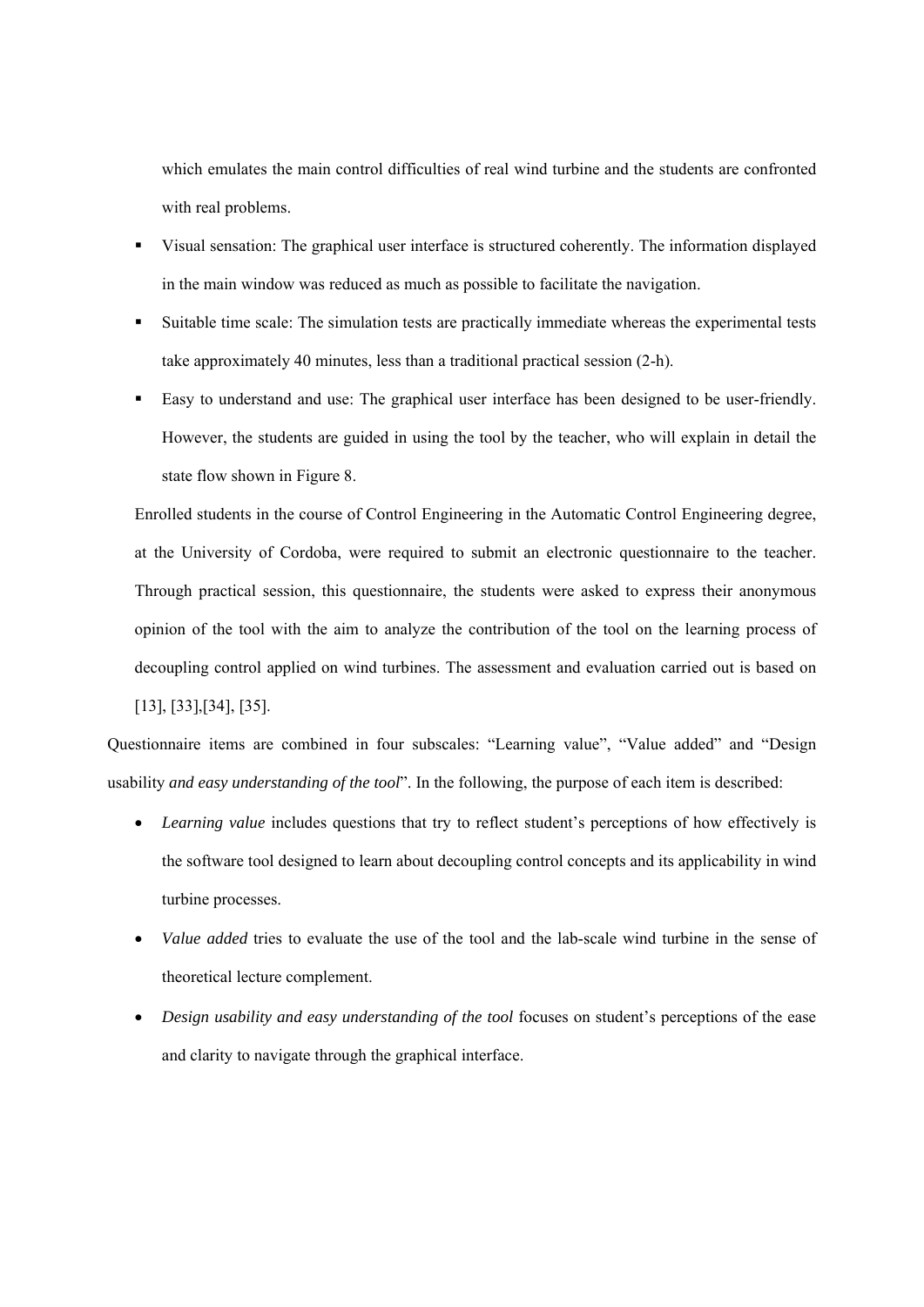which emulates the main control difficulties of real wind turbine and the students are confronted with real problems.

- Visual sensation: The graphical user interface is structured coherently. The information displayed in the main window was reduced as much as possible to facilitate the navigation.
- Suitable time scale: The simulation tests are practically immediate whereas the experimental tests take approximately 40 minutes, less than a traditional practical session (2-h).
- Easy to understand and use: The graphical user interface has been designed to be user-friendly. However, the students are guided in using the tool by the teacher, who will explain in detail the state flow shown in Figure 8.

Enrolled students in the course of Control Engineering in the Automatic Control Engineering degree, at the University of Cordoba, were required to submit an electronic questionnaire to the teacher. Through practical session, this questionnaire, the students were asked to express their anonymous opinion of the tool with the aim to analyze the contribution of the tool on the learning process of decoupling control applied on wind turbines. The assessment and evaluation carried out is based on [13], [33],[34], [35].

Questionnaire items are combined in four subscales: "Learning value", "Value added" and "Design usability *and easy understanding of the tool*". In the following, the purpose of each item is described:

- *Learning value* includes questions that try to reflect student's perceptions of how effectively is the software tool designed to learn about decoupling control concepts and its applicability in wind turbine processes.
- *Value added* tries to evaluate the use of the tool and the lab-scale wind turbine in the sense of theoretical lecture complement.
- *Design usability and easy understanding of the tool* focuses on student's perceptions of the ease and clarity to navigate through the graphical interface.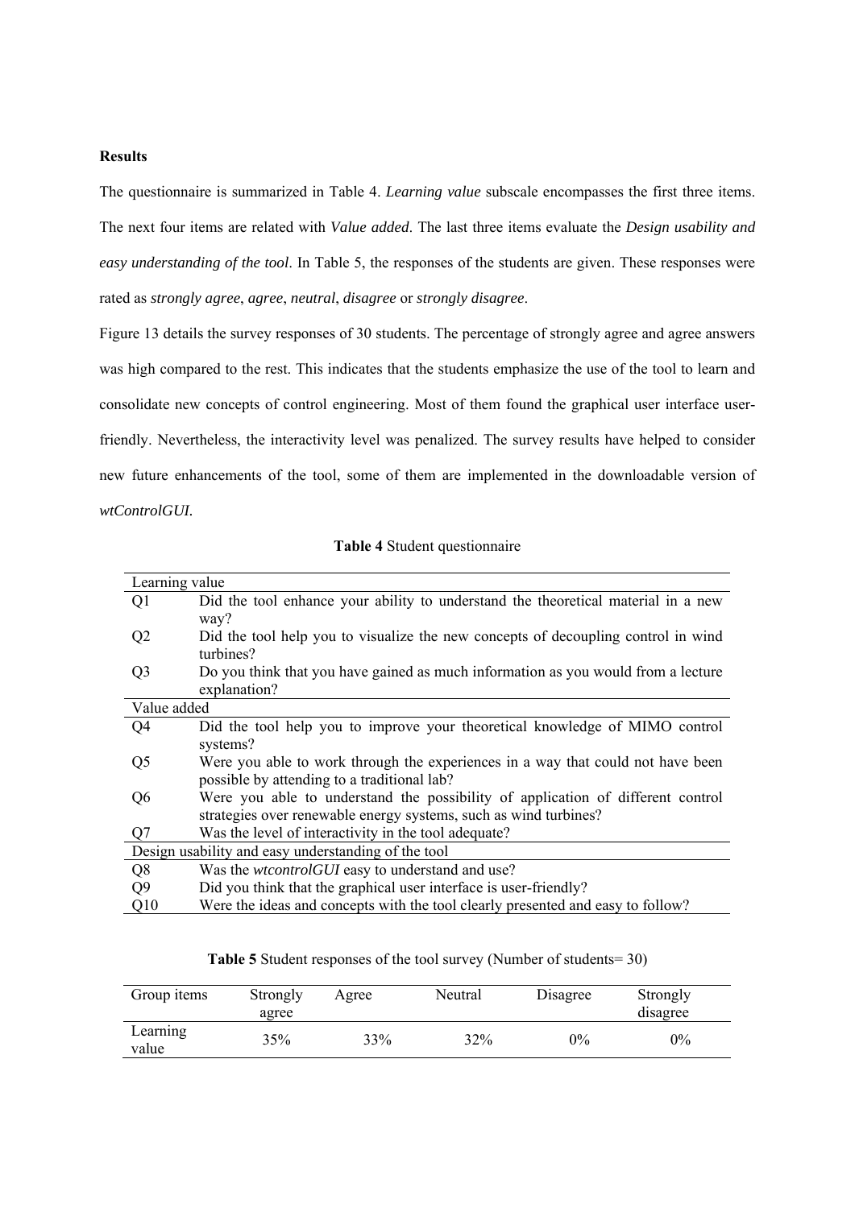**Results**

The questionnaire is summarized in Table 4. *Learning value* subscale encompasses the first three items. The next four items are related with *Value added*. The last three items evaluate the *Design usability and easy understanding of the tool*. In Table 5, the responses of the students are given. These responses were rated as *strongly agree*, *agree*, *neutral*, *disagree* or *strongly disagree*.

Figure 13 details the survey responses of 30 students. The percentage of strongly agree and agree answers was high compared to the rest. This indicates that the students emphasize the use of the tool to learn and consolidate new concepts of control engineering. Most of them found the graphical user interface user-friendly. Nevertheless, the interactivity level was penalized. The survey results have helped to consider new future enhancements of the tool, some of them are implemented in the downloadable version of *wtControlGUI*.

**Table 4** Student questionnaire

| | |
|---|---|
| **Learning value** | |
| Q1 | Did the tool enhance your ability to understand the theoretical material in a new way? |
| Q2 | Did the tool help you to visualize the new concepts of decoupling control in wind turbines? |
| Q3 | Do you think that you have gained as much information as you would from a lecture explanation? |
| **Value added** | |
| Q4 | Did the tool help you to improve your theoretical knowledge of MIMO control systems? |
| Q5 | Were you able to work through the experiences in a way that could not have been possible by attending to a traditional lab? |
| Q6 | Were you able to understand the possibility of application of different control strategies over renewable energy systems, such as wind turbines? |
| Q7 | Was the level of interactivity in the tool adequate? |
| **Design usability and easy understanding of the tool** | |
| Q8 | Was the *wtcontrolGUI* easy to understand and use? |
| Q9 | Did you think that the graphical user interface is user-friendly? |
| Q10 | Were the ideas and concepts with the tool clearly presented and easy to follow? |

**Table 5** Student responses of the tool survey (Number of students= 30)

| Group items | Strongly agree | Agree | Neutral | Disagree | Strongly disagree |
|---|---|---|---|---|---|
| Learning value | 35% | 33% | 32% | 0% | 0% |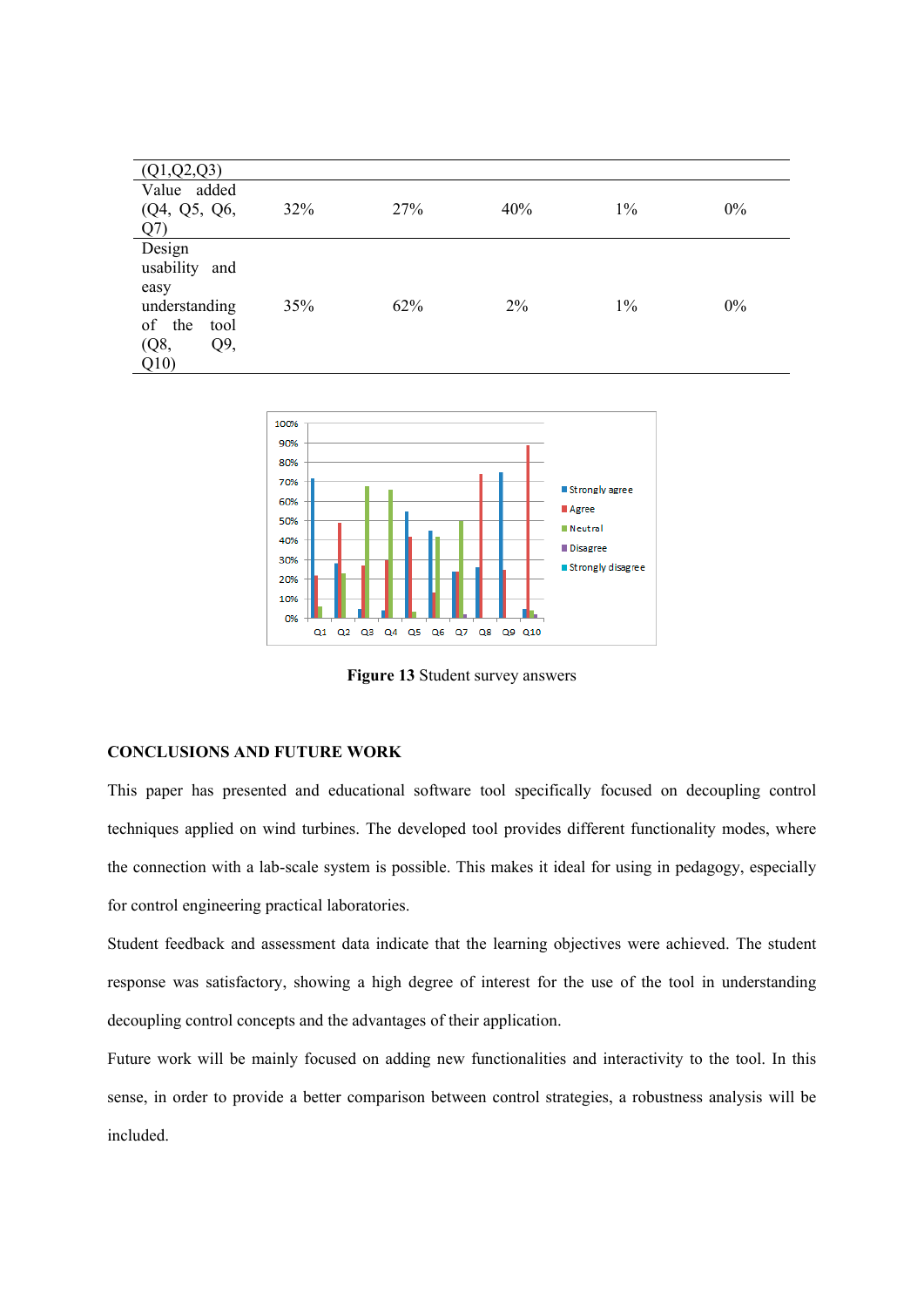| (Q1,Q2,Q3) | | | | | |
|---|---|---|---|---|---|
| Value added (Q4, Q5, Q6, Q7) | 32% | 27% | 40% | 1% | 0% |
| Design usability and easy understanding of the tool (Q8, Q9, Q10) | 35% | 62% | 2% | 1% | 0% |

**Figure 13** Student survey answers

## CONCLUSIONS AND FUTURE WORK

This paper has presented and educational software tool specifically focused on decoupling control techniques applied on wind turbines. The developed tool provides different functionality modes, where the connection with a lab-scale system is possible. This makes it ideal for using in pedagogy, especially for control engineering practical laboratories.

Student feedback and assessment data indicate that the learning objectives were achieved. The student response was satisfactory, showing a high degree of interest for the use of the tool in understanding decoupling control concepts and the advantages of their application.

Future work will be mainly focused on adding new functionalities and interactivity to the tool. In this sense, in order to provide a better comparison between control strategies, a robustness analysis will be included.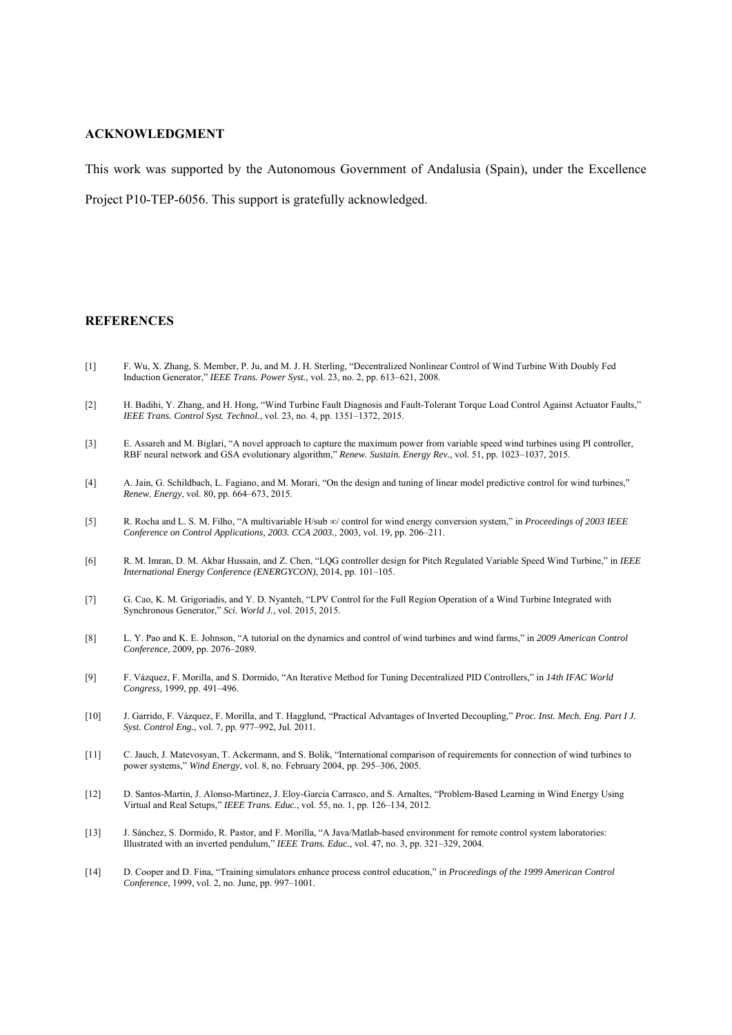## ACKNOWLEDGMENT

This work was supported by the Autonomous Government of Andalusia (Spain), under the Excellence Project P10-TEP-6056. This support is gratefully acknowledged.

## REFERENCES

[1] F. Wu, X. Zhang, S. Member, P. Ju, and M. J. H. Sterling, "Decentralized Nonlinear Control of Wind Turbine With Doubly Fed Induction Generator," *IEEE Trans. Power Syst.*, vol. 23, no. 2, pp. 613–621, 2008.

[2] H. Badihi, Y. Zhang, and H. Hong, "Wind Turbine Fault Diagnosis and Fault-Tolerant Torque Load Control Against Actuator Faults," *IEEE Trans. Control Syst. Technol.*, vol. 23, no. 4, pp. 1351–1372, 2015.

[3] E. Assareh and M. Biglari, "A novel approach to capture the maximum power from variable speed wind turbines using PI controller, RBF neural network and GSA evolutionary algorithm," *Renew. Sustain. Energy Rev.*, vol. 51, pp. 1023–1037, 2015.

[4] A. Jain, G. Schildbach, L. Fagiano, and M. Morari, "On the design and tuning of linear model predictive control for wind turbines," *Renew. Energy*, vol. 80, pp. 664–673, 2015.

[5] R. Rocha and L. S. M. Filho, "A multivariable H/sub ∞/ control for wind energy conversion system," in *Proceedings of 2003 IEEE Conference on Control Applications, 2003. CCA 2003.*, 2003, vol. 19, pp. 206–211.

[6] R. M. Imran, D. M. Akbar Hussain, and Z. Chen, "LQG controller design for Pitch Regulated Variable Speed Wind Turbine," in *IEEE International Energy Conference (ENERGYCON)*, 2014, pp. 101–105.

[7] G. Cao, K. M. Grigoriadis, and Y. D. Nyanteh, "LPV Control for the Full Region Operation of a Wind Turbine Integrated with Synchronous Generator," *Sci. World J.*, vol. 2015, 2015.

[8] L. Y. Pao and K. E. Johnson, "A tutorial on the dynamics and control of wind turbines and wind farms," in *2009 American Control Conference*, 2009, pp. 2076–2089.

[9] F. Vázquez, F. Morilla, and S. Dormido, "An Iterative Method for Tuning Decentralized PID Controllers," in *14th IFAC World Congress*, 1999, pp. 491–496.

[10] J. Garrido, F. Vázquez, F. Morilla, and T. Hagglund, "Practical Advantages of Inverted Decoupling," *Proc. Inst. Mech. Eng. Part I J. Syst. Control Eng.*, vol. 7, pp. 977–992, Jul. 2011.

[11] C. Jauch, J. Matevosyan, T. Ackermann, and S. Bolik, "International comparison of requirements for connection of wind turbines to power systems," *Wind Energy*, vol. 8, no. February 2004, pp. 295–306, 2005.

[12] D. Santos-Martin, J. Alonso-Martinez, J. Eloy-Garcia Carrasco, and S. Arnaltes, "Problem-Based Learning in Wind Energy Using Virtual and Real Setups," *IEEE Trans. Educ.*, vol. 55, no. 1, pp. 126–134, 2012.

[13] J. Sánchez, S. Dormido, R. Pastor, and F. Morilla, "A Java/Matlab-based environment for remote control system laboratories: Illustrated with an inverted pendulum," *IEEE Trans. Educ.*, vol. 47, no. 3, pp. 321–329, 2004.

[14] D. Cooper and D. Fina, "Training simulators enhance process control education," in *Proceedings of the 1999 American Control Conference*, 1999, vol. 2, no. June, pp. 997–1001.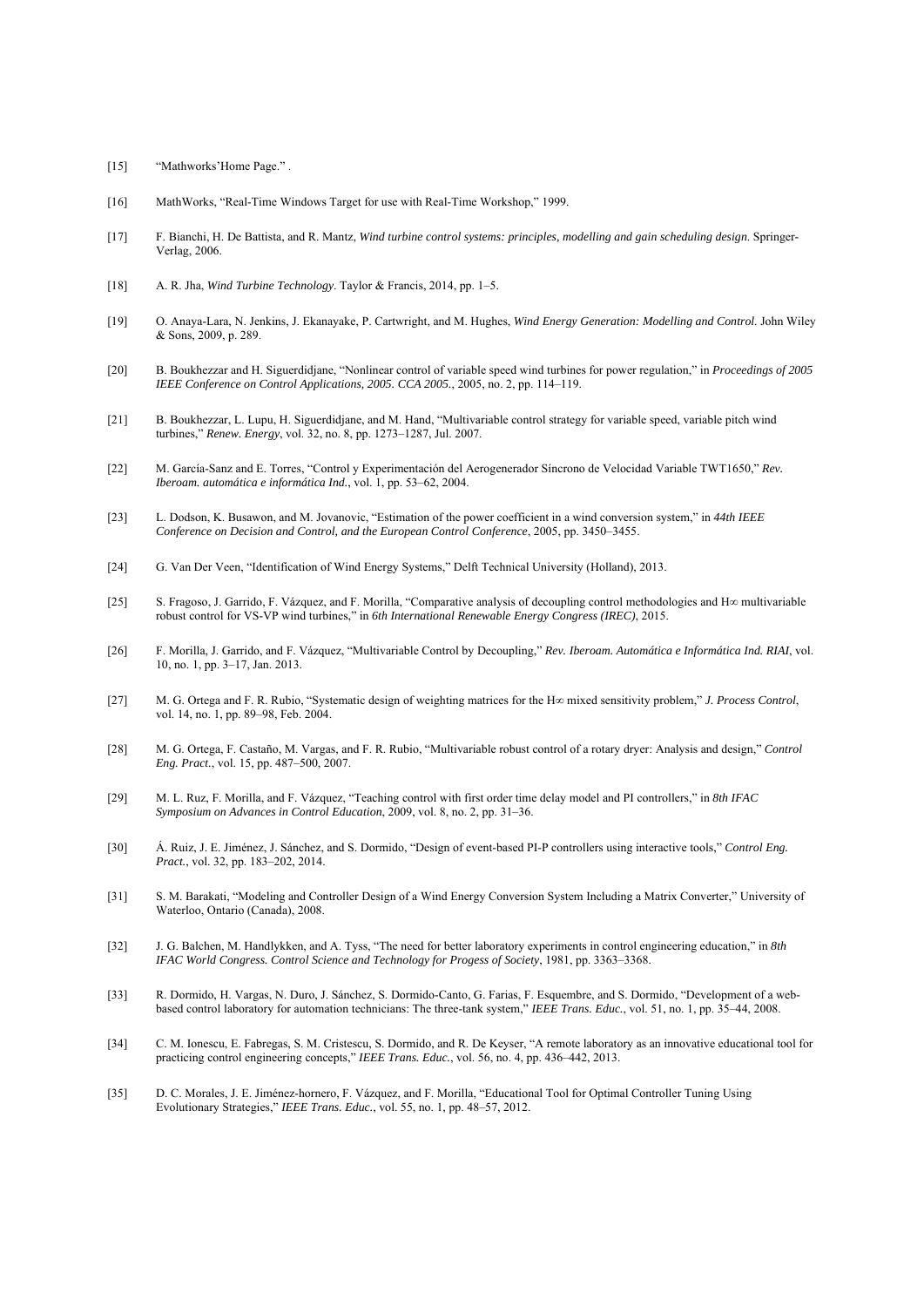[15] "Mathworks'Home Page." .

[16] MathWorks, "Real-Time Windows Target for use with Real-Time Workshop," 1999.

[17] F. Bianchi, H. De Battista, and R. Mantz, *Wind turbine control systems: principles, modelling and gain scheduling design*. Springer-Verlag, 2006.

[18] A. R. Jha, *Wind Turbine Technology*. Taylor & Francis, 2014, pp. 1–5.

[19] O. Anaya-Lara, N. Jenkins, J. Ekanayake, P. Cartwright, and M. Hughes, *Wind Energy Generation: Modelling and Control*. John Wiley & Sons, 2009, p. 289.

[20] B. Boukhezzar and H. Siguerdidjane, "Nonlinear control of variable speed wind turbines for power regulation," in *Proceedings of 2005 IEEE Conference on Control Applications, 2005. CCA 2005.*, 2005, no. 2, pp. 114–119.

[21] B. Boukhezzar, L. Lupu, H. Siguerdidjane, and M. Hand, "Multivariable control strategy for variable speed, variable pitch wind turbines," *Renew. Energy*, vol. 32, no. 8, pp. 1273–1287, Jul. 2007.

[22] M. García-Sanz and E. Torres, "Control y Experimentación del Aerogenerador Síncrono de Velocidad Variable TWT1650," *Rev. Iberoam. automática e informática Ind.*, vol. 1, pp. 53–62, 2004.

[23] L. Dodson, K. Busawon, and M. Jovanovic, "Estimation of the power coefficient in a wind conversion system," in *44th IEEE Conference on Decision and Control, and the European Control Conference*, 2005, pp. 3450–3455.

[24] G. Van Der Veen, "Identification of Wind Energy Systems," Delft Technical University (Holland), 2013.

[25] S. Fragoso, J. Garrido, F. Vázquez, and F. Morilla, "Comparative analysis of decoupling control methodologies and H∞ multivariable robust control for VS-VP wind turbines," in *6th International Renewable Energy Congress (IREC)*, 2015.

[26] F. Morilla, J. Garrido, and F. Vázquez, "Multivariable Control by Decoupling," *Rev. Iberoam. Automática e Informática Ind. RIAI*, vol. 10, no. 1, pp. 3–17, Jan. 2013.

[27] M. G. Ortega and F. R. Rubio, "Systematic design of weighting matrices for the H∞ mixed sensitivity problem," *J. Process Control*, vol. 14, no. 1, pp. 89–98, Feb. 2004.

[28] M. G. Ortega, F. Castaño, M. Vargas, and F. R. Rubio, "Multivariable robust control of a rotary dryer: Analysis and design," *Control Eng. Pract.*, vol. 15, pp. 487–500, 2007.

[29] M. L. Ruz, F. Morilla, and F. Vázquez, "Teaching control with first order time delay model and PI controllers," in *8th IFAC Symposium on Advances in Control Education*, 2009, vol. 8, no. 2, pp. 31–36.

[30] Á. Ruiz, J. E. Jiménez, J. Sánchez, and S. Dormido, "Design of event-based PI-P controllers using interactive tools," *Control Eng. Pract.*, vol. 32, pp. 183–202, 2014.

[31] S. M. Barakati, "Modeling and Controller Design of a Wind Energy Conversion System Including a Matrix Converter," University of Waterloo, Ontario (Canada), 2008.

[32] J. G. Balchen, M. Handlykken, and A. Tyss, "The need for better laboratory experiments in control engineering education," in *8th IFAC World Congress. Control Science and Technology for Progess of Society*, 1981, pp. 3363–3368.

[33] R. Dormido, H. Vargas, N. Duro, J. Sánchez, S. Dormido-Canto, G. Farias, F. Esquembre, and S. Dormido, "Development of a web-based control laboratory for automation technicians: The three-tank system," *IEEE Trans. Educ.*, vol. 51, no. 1, pp. 35–44, 2008.

[34] C. M. Ionescu, E. Fabregas, S. M. Cristescu, S. Dormido, and R. De Keyser, "A remote laboratory as an innovative educational tool for practicing control engineering concepts," *IEEE Trans. Educ.*, vol. 56, no. 4, pp. 436–442, 2013.

[35] D. C. Morales, J. E. Jiménez-hornero, F. Vázquez, and F. Morilla, "Educational Tool for Optimal Controller Tuning Using Evolutionary Strategies," *IEEE Trans. Educ.*, vol. 55, no. 1, pp. 48–57, 2012.